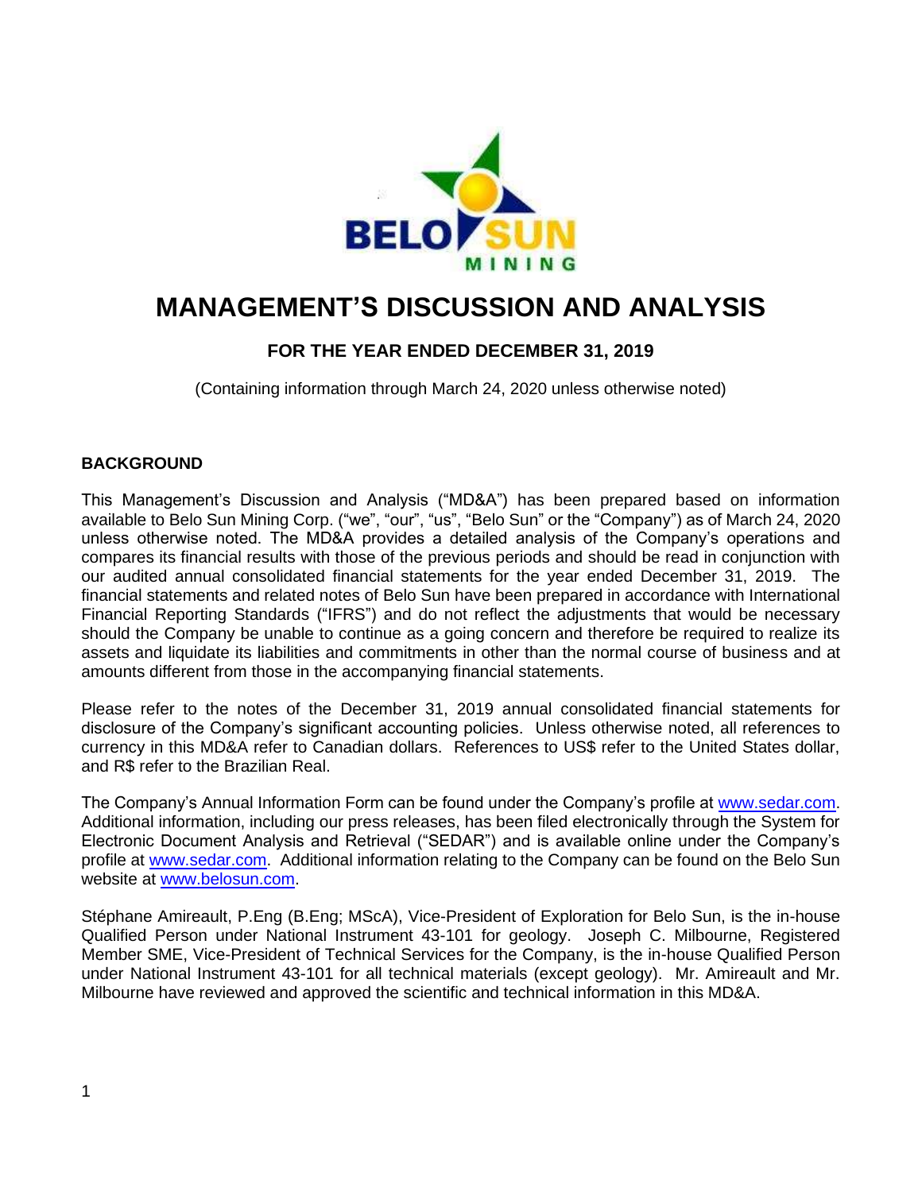# MANAGEMENT'S DISCUSSION AND ANALYSIS

## FOR THE YEAR ENDED DECEMBER 31, 2019

(Containing information through March 24, 2020 unless otherwise noted)

### BACKGROUND

This Management's Discussion and Analysis ("MD&A") has been prepared based on information available to Belo Sun Mining Corp. ("we", "our", "us", "Belo Sun" or the "Company") as of March 24, 2020 unless otherwise noted. The MD&A provides a detailed analysis of the Company's operations and compares its financial results with those of the previous periods and should be read in conjunction with our audited annual consolidated financial statements for the year ended December 31, 2019. The financial statements and related notes of Belo Sun have been prepared in accordance with International Financial Reporting Standards ("IFRS") and do not reflect the adjustments that would be necessary should the Company be unable to continue as a going concern and therefore be required to realize its assets and liquidate its liabilities and commitments in other than the normal course of business and at amounts different from those in the accompanying financial statements.

Please refer to the notes of the December 31, 2019 annual consolidated financial statements for disclosure of the Company's significant accounting policies. Unless otherwise noted, all references to currency in this MD&A refer to Canadian dollars. References to US$ refer to the United States dollar, and R$ refer to the Brazilian Real.

The Company's Annual Information Form can be found under the Company's profile at www.sedar.com. Additional information, including our press releases, has been filed electronically through the System for Electronic Document Analysis and Retrieval ("SEDAR") and is available online under the Company's profile at www.sedar.com. Additional information relating to the Company can be found on the Belo Sun website at www.belosun.com.

Stéphane Amireault, P.Eng (B.Eng; MScA), Vice-President of Exploration for Belo Sun, is the in-house Qualified Person under National Instrument 43-101 for geology. Joseph C. Milbourne, Registered Member SME, Vice-President of Technical Services for the Company, is the in-house Qualified Person under National Instrument 43-101 for all technical materials (except geology). Mr. Amireault and Mr. Milbourne have reviewed and approved the scientific and technical information in this MD&A.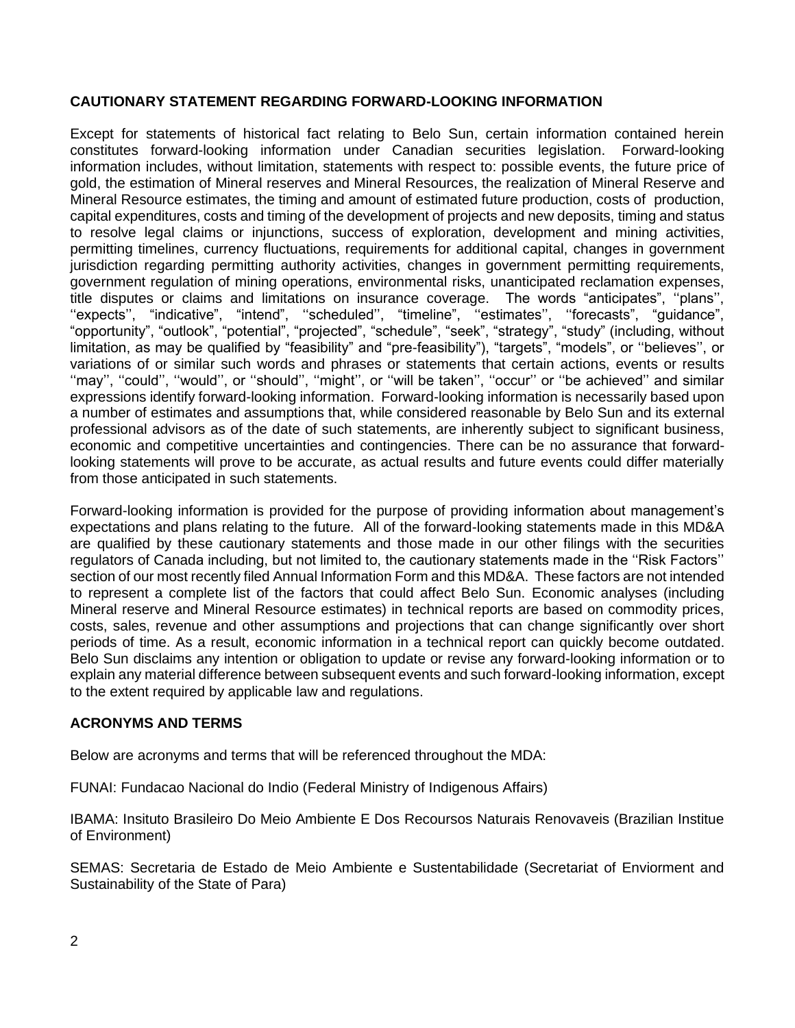**CAUTIONARY STATEMENT REGARDING FORWARD-LOOKING INFORMATION**

Except for statements of historical fact relating to Belo Sun, certain information contained herein constitutes forward-looking information under Canadian securities legislation. Forward-looking information includes, without limitation, statements with respect to: possible events, the future price of gold, the estimation of Mineral reserves and Mineral Resources, the realization of Mineral Reserve and Mineral Resource estimates, the timing and amount of estimated future production, costs of production, capital expenditures, costs and timing of the development of projects and new deposits, timing and status to resolve legal claims or injunctions, success of exploration, development and mining activities, permitting timelines, currency fluctuations, requirements for additional capital, changes in government jurisdiction regarding permitting authority activities, changes in government permitting requirements, government regulation of mining operations, environmental risks, unanticipated reclamation expenses, title disputes or claims and limitations on insurance coverage. The words "anticipates", ''plans'', ''expects'', "indicative", "intend", ''scheduled'', "timeline", ''estimates'', ''forecasts", "guidance", "opportunity", "outlook", "potential", "projected", "schedule", "seek", "strategy", "study" (including, without limitation, as may be qualified by "feasibility" and "pre-feasibility"), "targets", "models", or ''believes'', or variations of or similar such words and phrases or statements that certain actions, events or results ''may'', ''could'', ''would'', or ''should'', ''might'', or ''will be taken'', ''occur'' or ''be achieved'' and similar expressions identify forward-looking information. Forward-looking information is necessarily based upon a number of estimates and assumptions that, while considered reasonable by Belo Sun and its external professional advisors as of the date of such statements, are inherently subject to significant business, economic and competitive uncertainties and contingencies. There can be no assurance that forward-looking statements will prove to be accurate, as actual results and future events could differ materially from those anticipated in such statements.

Forward-looking information is provided for the purpose of providing information about management's expectations and plans relating to the future. All of the forward-looking statements made in this MD&A are qualified by these cautionary statements and those made in our other filings with the securities regulators of Canada including, but not limited to, the cautionary statements made in the ''Risk Factors'' section of our most recently filed Annual Information Form and this MD&A. These factors are not intended to represent a complete list of the factors that could affect Belo Sun. Economic analyses (including Mineral reserve and Mineral Resource estimates) in technical reports are based on commodity prices, costs, sales, revenue and other assumptions and projections that can change significantly over short periods of time. As a result, economic information in a technical report can quickly become outdated. Belo Sun disclaims any intention or obligation to update or revise any forward-looking information or to explain any material difference between subsequent events and such forward-looking information, except to the extent required by applicable law and regulations.

**ACRONYMS AND TERMS**

Below are acronyms and terms that will be referenced throughout the MDA:

FUNAI: Fundacao Nacional do Indio (Federal Ministry of Indigenous Affairs)

IBAMA: Insituto Brasileiro Do Meio Ambiente E Dos Recoursos Naturais Renovaveis (Brazilian Institue of Environment)

SEMAS: Secretaria de Estado de Meio Ambiente e Sustentabilidade (Secretariat of Enviorment and Sustainability of the State of Para)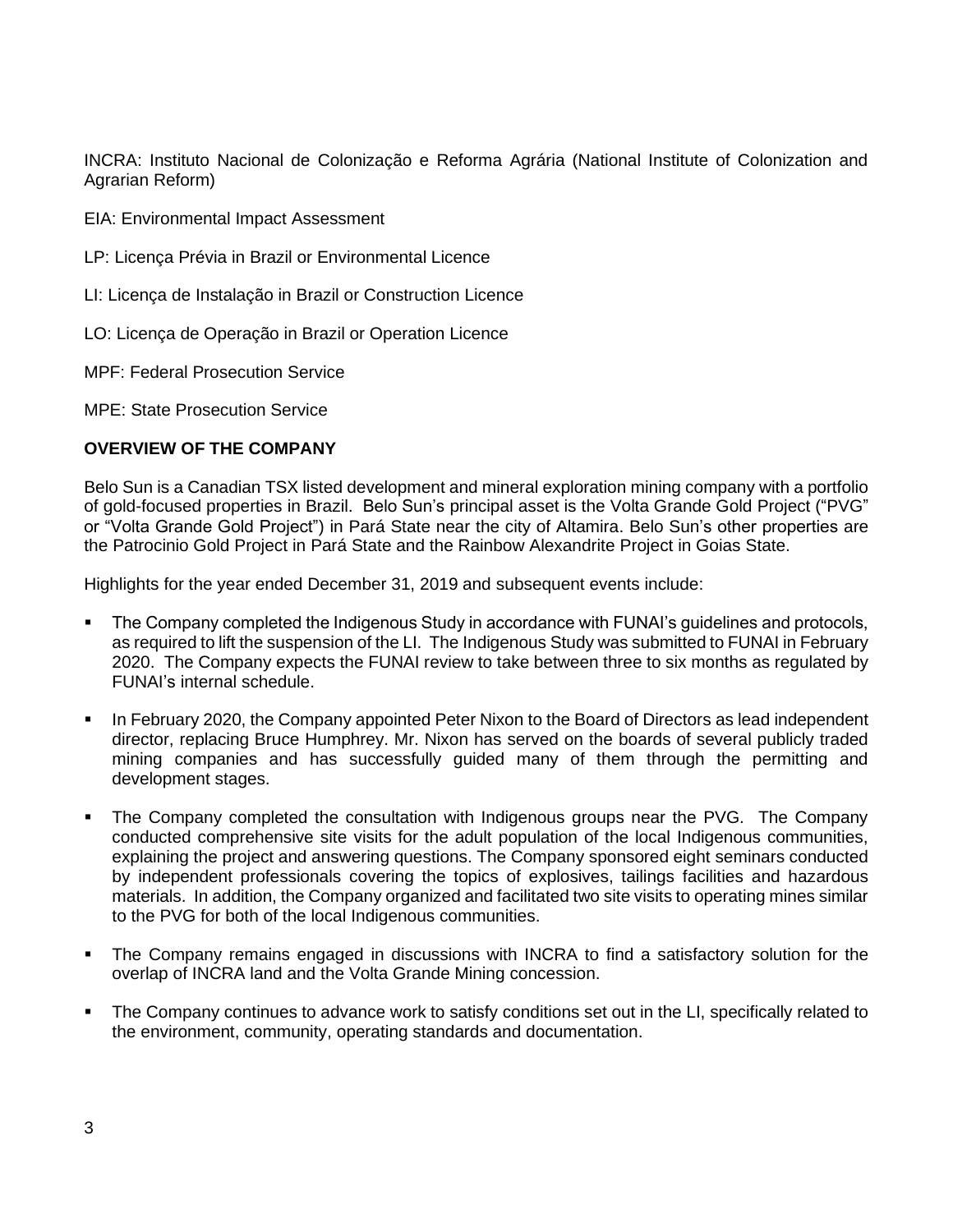INCRA: Instituto Nacional de Colonização e Reforma Agrária (National Institute of Colonization and Agrarian Reform)

EIA: Environmental Impact Assessment

LP: Licença Prévia in Brazil or Environmental Licence

LI: Licença de Instalação in Brazil or Construction Licence

LO: Licença de Operação in Brazil or Operation Licence

MPF: Federal Prosecution Service

MPE: State Prosecution Service

**OVERVIEW OF THE COMPANY**

Belo Sun is a Canadian TSX listed development and mineral exploration mining company with a portfolio of gold-focused properties in Brazil. Belo Sun's principal asset is the Volta Grande Gold Project ("PVG" or "Volta Grande Gold Project") in Pará State near the city of Altamira. Belo Sun's other properties are the Patrocinio Gold Project in Pará State and the Rainbow Alexandrite Project in Goias State.

Highlights for the year ended December 31, 2019 and subsequent events include:

- The Company completed the Indigenous Study in accordance with FUNAI's guidelines and protocols, as required to lift the suspension of the LI. The Indigenous Study was submitted to FUNAI in February 2020. The Company expects the FUNAI review to take between three to six months as regulated by FUNAI's internal schedule.
- In February 2020, the Company appointed Peter Nixon to the Board of Directors as lead independent director, replacing Bruce Humphrey. Mr. Nixon has served on the boards of several publicly traded mining companies and has successfully guided many of them through the permitting and development stages.
- The Company completed the consultation with Indigenous groups near the PVG. The Company conducted comprehensive site visits for the adult population of the local Indigenous communities, explaining the project and answering questions. The Company sponsored eight seminars conducted by independent professionals covering the topics of explosives, tailings facilities and hazardous materials. In addition, the Company organized and facilitated two site visits to operating mines similar to the PVG for both of the local Indigenous communities.
- The Company remains engaged in discussions with INCRA to find a satisfactory solution for the overlap of INCRA land and the Volta Grande Mining concession.
- The Company continues to advance work to satisfy conditions set out in the LI, specifically related to the environment, community, operating standards and documentation.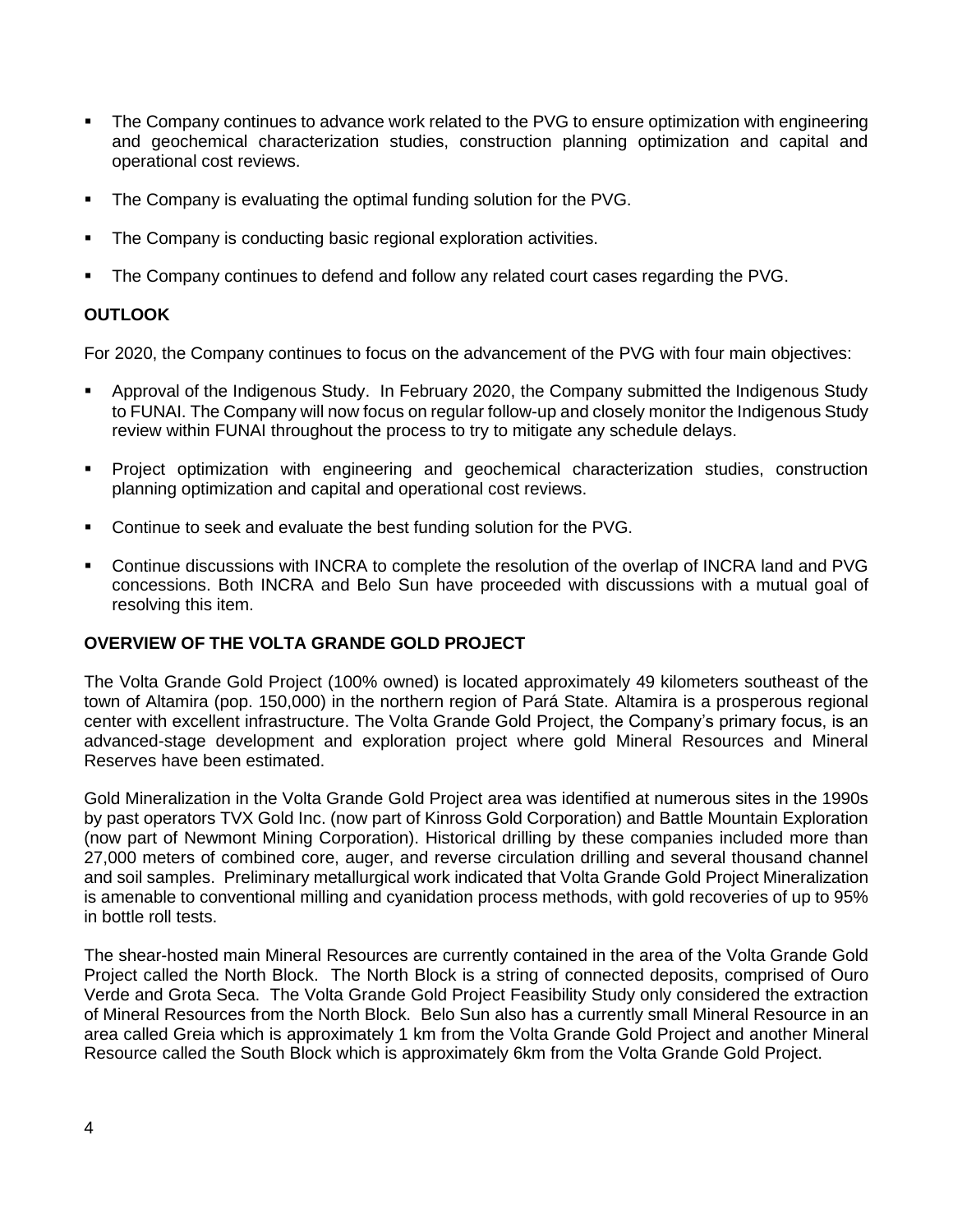- The Company continues to advance work related to the PVG to ensure optimization with engineering and geochemical characterization studies, construction planning optimization and capital and operational cost reviews.
- The Company is evaluating the optimal funding solution for the PVG.
- The Company is conducting basic regional exploration activities.
- The Company continues to defend and follow any related court cases regarding the PVG.

## OUTLOOK

For 2020, the Company continues to focus on the advancement of the PVG with four main objectives:

- Approval of the Indigenous Study. In February 2020, the Company submitted the Indigenous Study to FUNAI. The Company will now focus on regular follow-up and closely monitor the Indigenous Study review within FUNAI throughout the process to try to mitigate any schedule delays.
- Project optimization with engineering and geochemical characterization studies, construction planning optimization and capital and operational cost reviews.
- Continue to seek and evaluate the best funding solution for the PVG.
- Continue discussions with INCRA to complete the resolution of the overlap of INCRA land and PVG concessions. Both INCRA and Belo Sun have proceeded with discussions with a mutual goal of resolving this item.

## OVERVIEW OF THE VOLTA GRANDE GOLD PROJECT

The Volta Grande Gold Project (100% owned) is located approximately 49 kilometers southeast of the town of Altamira (pop. 150,000) in the northern region of Pará State. Altamira is a prosperous regional center with excellent infrastructure. The Volta Grande Gold Project, the Company's primary focus, is an advanced-stage development and exploration project where gold Mineral Resources and Mineral Reserves have been estimated.

Gold Mineralization in the Volta Grande Gold Project area was identified at numerous sites in the 1990s by past operators TVX Gold Inc. (now part of Kinross Gold Corporation) and Battle Mountain Exploration (now part of Newmont Mining Corporation). Historical drilling by these companies included more than 27,000 meters of combined core, auger, and reverse circulation drilling and several thousand channel and soil samples. Preliminary metallurgical work indicated that Volta Grande Gold Project Mineralization is amenable to conventional milling and cyanidation process methods, with gold recoveries of up to 95% in bottle roll tests.

The shear-hosted main Mineral Resources are currently contained in the area of the Volta Grande Gold Project called the North Block. The North Block is a string of connected deposits, comprised of Ouro Verde and Grota Seca. The Volta Grande Gold Project Feasibility Study only considered the extraction of Mineral Resources from the North Block. Belo Sun also has a currently small Mineral Resource in an area called Greia which is approximately 1 km from the Volta Grande Gold Project and another Mineral Resource called the South Block which is approximately 6km from the Volta Grande Gold Project.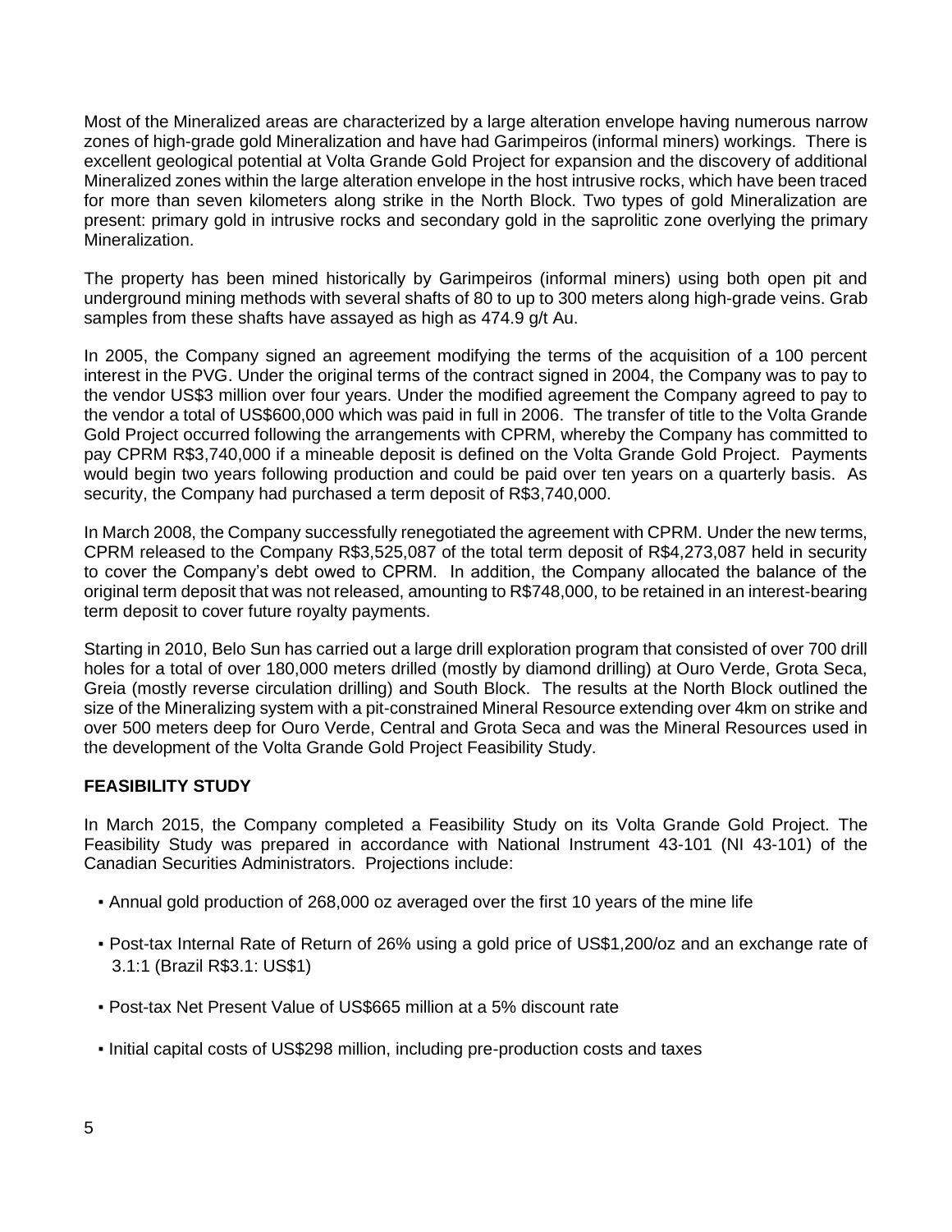Most of the Mineralized areas are characterized by a large alteration envelope having numerous narrow zones of high-grade gold Mineralization and have had Garimpeiros (informal miners) workings. There is excellent geological potential at Volta Grande Gold Project for expansion and the discovery of additional Mineralized zones within the large alteration envelope in the host intrusive rocks, which have been traced for more than seven kilometers along strike in the North Block. Two types of gold Mineralization are present: primary gold in intrusive rocks and secondary gold in the saprolitic zone overlying the primary Mineralization.

The property has been mined historically by Garimpeiros (informal miners) using both open pit and underground mining methods with several shafts of 80 to up to 300 meters along high-grade veins. Grab samples from these shafts have assayed as high as 474.9 g/t Au.

In 2005, the Company signed an agreement modifying the terms of the acquisition of a 100 percent interest in the PVG. Under the original terms of the contract signed in 2004, the Company was to pay to the vendor US$3 million over four years. Under the modified agreement the Company agreed to pay to the vendor a total of US$600,000 which was paid in full in 2006. The transfer of title to the Volta Grande Gold Project occurred following the arrangements with CPRM, whereby the Company has committed to pay CPRM R$3,740,000 if a mineable deposit is defined on the Volta Grande Gold Project. Payments would begin two years following production and could be paid over ten years on a quarterly basis. As security, the Company had purchased a term deposit of R$3,740,000.

In March 2008, the Company successfully renegotiated the agreement with CPRM. Under the new terms, CPRM released to the Company R$3,525,087 of the total term deposit of R$4,273,087 held in security to cover the Company's debt owed to CPRM. In addition, the Company allocated the balance of the original term deposit that was not released, amounting to R$748,000, to be retained in an interest-bearing term deposit to cover future royalty payments.

Starting in 2010, Belo Sun has carried out a large drill exploration program that consisted of over 700 drill holes for a total of over 180,000 meters drilled (mostly by diamond drilling) at Ouro Verde, Grota Seca, Greia (mostly reverse circulation drilling) and South Block. The results at the North Block outlined the size of the Mineralizing system with a pit-constrained Mineral Resource extending over 4km on strike and over 500 meters deep for Ouro Verde, Central and Grota Seca and was the Mineral Resources used in the development of the Volta Grande Gold Project Feasibility Study.

**FEASIBILITY STUDY**

In March 2015, the Company completed a Feasibility Study on its Volta Grande Gold Project. The Feasibility Study was prepared in accordance with National Instrument 43-101 (NI 43-101) of the Canadian Securities Administrators. Projections include:

- Annual gold production of 268,000 oz averaged over the first 10 years of the mine life
- Post-tax Internal Rate of Return of 26% using a gold price of US$1,200/oz and an exchange rate of 3.1:1 (Brazil R$3.1: US$1)
- Post-tax Net Present Value of US$665 million at a 5% discount rate
- Initial capital costs of US$298 million, including pre-production costs and taxes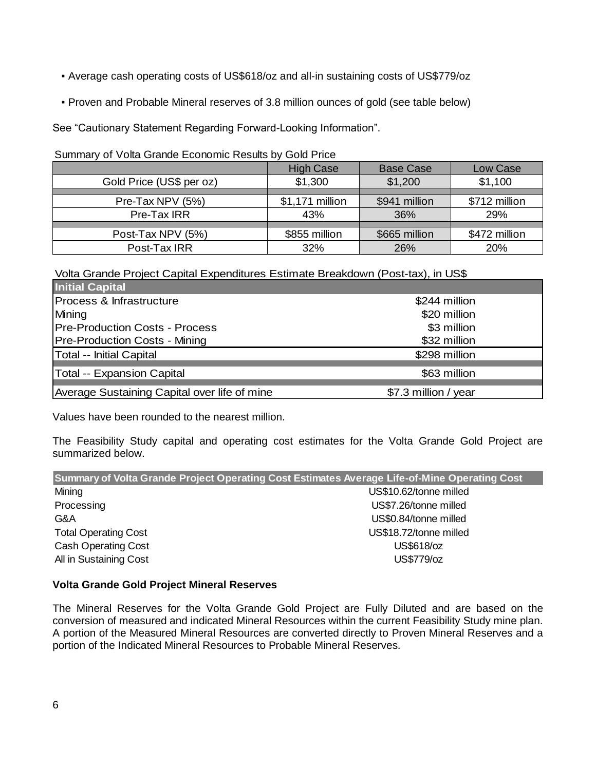- Average cash operating costs of US$618/oz and all-in sustaining costs of US$779/oz
- Proven and Probable Mineral reserves of 3.8 million ounces of gold (see table below)

See "Cautionary Statement Regarding Forward-Looking Information".

Summary of Volta Grande Economic Results by Gold Price

| | High Case | Base Case | Low Case |
|---|---|---|---|
| Gold Price (US$ per oz) | $1,300 | $1,200 | $1,100 |
| Pre-Tax NPV (5%) | $1,171 million | $941 million | $712 million |
| Pre-Tax IRR | 43% | 36% | 29% |
| Post-Tax NPV (5%) | $855 million | $665 million | $472 million |
| Post-Tax IRR | 32% | 26% | 20% |

Volta Grande Project Capital Expenditures Estimate Breakdown (Post-tax), in US$

| Initial Capital | |
|---|---|
| Process & Infrastructure | $244 million |
| Mining | $20 million |
| Pre-Production Costs - Process | $3 million |
| Pre-Production Costs - Mining | $32 million |
| Total -- Initial Capital | $298 million |
| Total -- Expansion Capital | $63 million |
| Average Sustaining Capital over life of mine | $7.3 million / year |

Values have been rounded to the nearest million.

The Feasibility Study capital and operating cost estimates for the Volta Grande Gold Project are summarized below.

| Summary of Volta Grande Project Operating Cost Estimates Average Life-of-Mine Operating Cost | |
|---|---|
| Mining | US$10.62/tonne milled |
| Processing | US$7.26/tonne milled |
| G&A | US$0.84/tonne milled |
| Total Operating Cost | US$18.72/tonne milled |
| Cash Operating Cost | US$618/oz |
| All in Sustaining Cost | US$779/oz |

**Volta Grande Gold Project Mineral Reserves**

The Mineral Reserves for the Volta Grande Gold Project are Fully Diluted and are based on the conversion of measured and indicated Mineral Resources within the current Feasibility Study mine plan. A portion of the Measured Mineral Resources are converted directly to Proven Mineral Reserves and a portion of the Indicated Mineral Resources to Probable Mineral Reserves.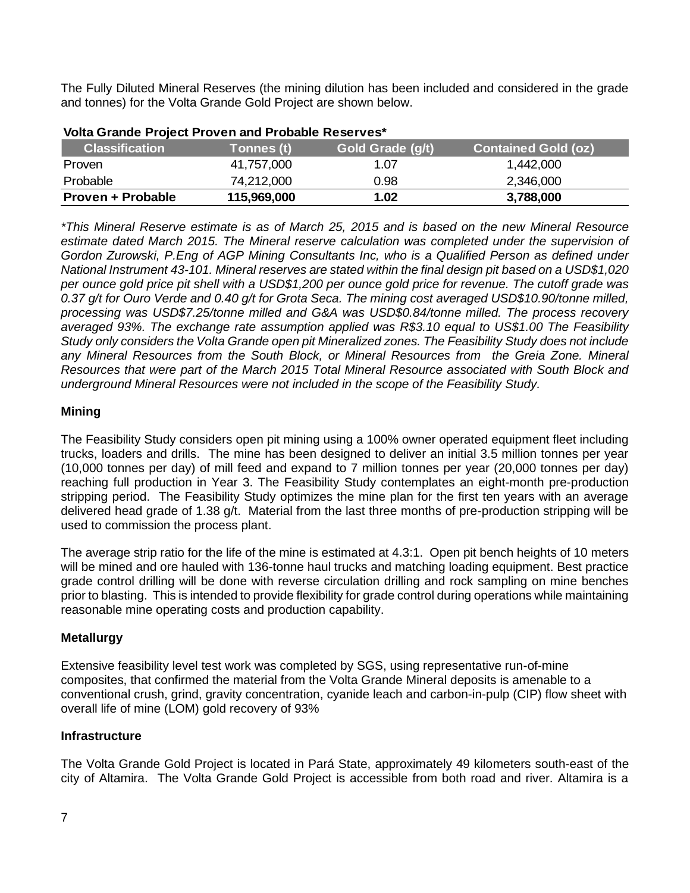The Fully Diluted Mineral Reserves (the mining dilution has been included and considered in the grade and tonnes) for the Volta Grande Gold Project are shown below.

**Volta Grande Project Proven and Probable Reserves***

| Classification | Tonnes (t) | Gold Grade (g/t) | Contained Gold (oz) |
|---|---|---|---|
| Proven | 41,757,000 | 1.07 | 1,442,000 |
| Probable | 74,212,000 | 0.98 | 2,346,000 |
| **Proven + Probable** | **115,969,000** | **1.02** | **3,788,000** |

*\*This Mineral Reserve estimate is as of March 25, 2015 and is based on the new Mineral Resource estimate dated March 2015. The Mineral reserve calculation was completed under the supervision of Gordon Zurowski, P.Eng of AGP Mining Consultants Inc, who is a Qualified Person as defined under National Instrument 43-101. Mineral reserves are stated within the final design pit based on a USD$1,020 per ounce gold price pit shell with a USD$1,200 per ounce gold price for revenue. The cutoff grade was 0.37 g/t for Ouro Verde and 0.40 g/t for Grota Seca. The mining cost averaged USD$10.90/tonne milled, processing was USD$7.25/tonne milled and G&A was USD$0.84/tonne milled. The process recovery averaged 93%. The exchange rate assumption applied was R$3.10 equal to US$1.00 The Feasibility Study only considers the Volta Grande open pit Mineralized zones. The Feasibility Study does not include any Mineral Resources from the South Block, or Mineral Resources from the Greia Zone. Mineral Resources that were part of the March 2015 Total Mineral Resource associated with South Block and underground Mineral Resources were not included in the scope of the Feasibility Study.*

### Mining

The Feasibility Study considers open pit mining using a 100% owner operated equipment fleet including trucks, loaders and drills. The mine has been designed to deliver an initial 3.5 million tonnes per year (10,000 tonnes per day) of mill feed and expand to 7 million tonnes per year (20,000 tonnes per day) reaching full production in Year 3. The Feasibility Study contemplates an eight-month pre-production stripping period. The Feasibility Study optimizes the mine plan for the first ten years with an average delivered head grade of 1.38 g/t. Material from the last three months of pre-production stripping will be used to commission the process plant.

The average strip ratio for the life of the mine is estimated at 4.3:1. Open pit bench heights of 10 meters will be mined and ore hauled with 136-tonne haul trucks and matching loading equipment. Best practice grade control drilling will be done with reverse circulation drilling and rock sampling on mine benches prior to blasting. This is intended to provide flexibility for grade control during operations while maintaining reasonable mine operating costs and production capability.

### Metallurgy

Extensive feasibility level test work was completed by SGS, using representative run-of-mine composites, that confirmed the material from the Volta Grande Mineral deposits is amenable to a conventional crush, grind, gravity concentration, cyanide leach and carbon-in-pulp (CIP) flow sheet with overall life of mine (LOM) gold recovery of 93%

### Infrastructure

The Volta Grande Gold Project is located in Pará State, approximately 49 kilometers south-east of the city of Altamira. The Volta Grande Gold Project is accessible from both road and river. Altamira is a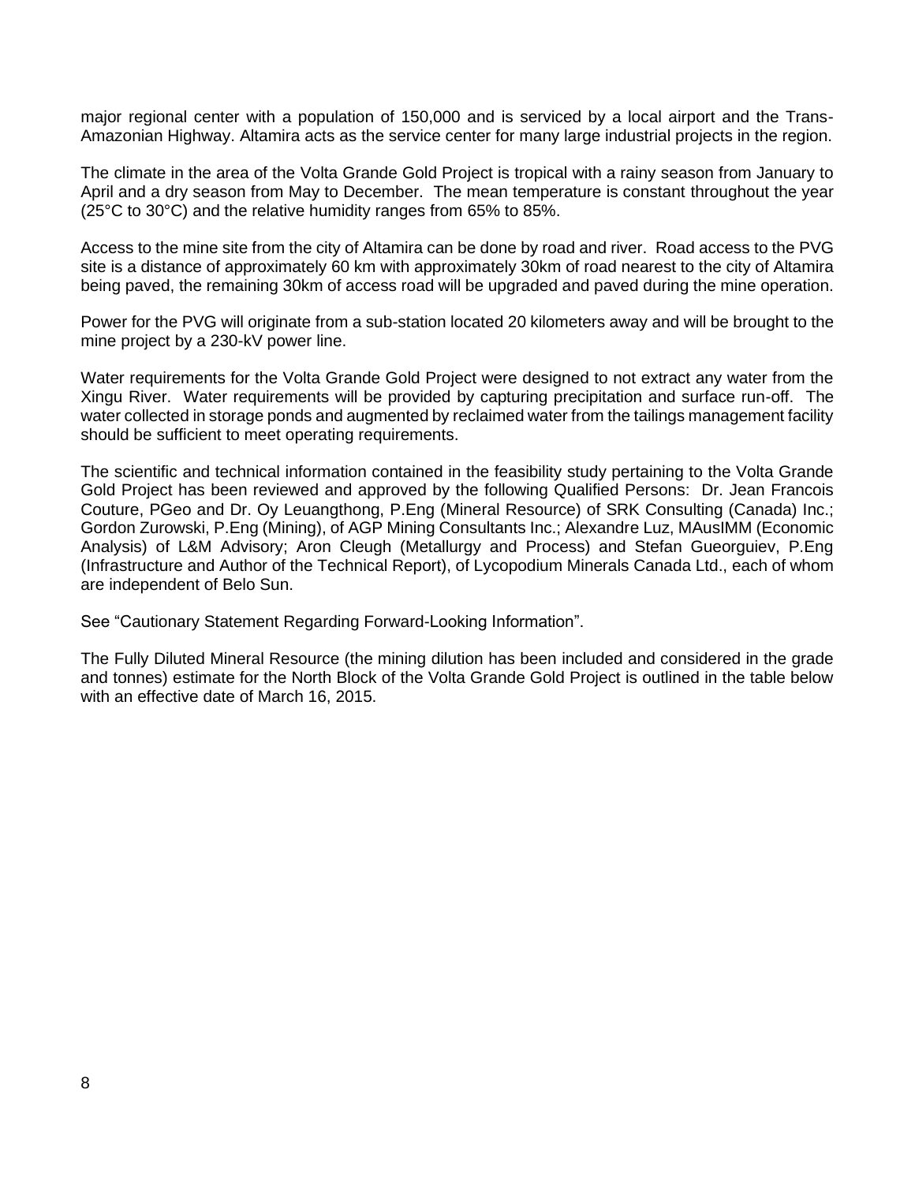major regional center with a population of 150,000 and is serviced by a local airport and the Trans-Amazonian Highway. Altamira acts as the service center for many large industrial projects in the region.

The climate in the area of the Volta Grande Gold Project is tropical with a rainy season from January to April and a dry season from May to December. The mean temperature is constant throughout the year (25°C to 30°C) and the relative humidity ranges from 65% to 85%.

Access to the mine site from the city of Altamira can be done by road and river. Road access to the PVG site is a distance of approximately 60 km with approximately 30km of road nearest to the city of Altamira being paved, the remaining 30km of access road will be upgraded and paved during the mine operation.

Power for the PVG will originate from a sub-station located 20 kilometers away and will be brought to the mine project by a 230-kV power line.

Water requirements for the Volta Grande Gold Project were designed to not extract any water from the Xingu River. Water requirements will be provided by capturing precipitation and surface run-off. The water collected in storage ponds and augmented by reclaimed water from the tailings management facility should be sufficient to meet operating requirements.

The scientific and technical information contained in the feasibility study pertaining to the Volta Grande Gold Project has been reviewed and approved by the following Qualified Persons: Dr. Jean Francois Couture, PGeo and Dr. Oy Leuangthong, P.Eng (Mineral Resource) of SRK Consulting (Canada) Inc.; Gordon Zurowski, P.Eng (Mining), of AGP Mining Consultants Inc.; Alexandre Luz, MAusIMM (Economic Analysis) of L&M Advisory; Aron Cleugh (Metallurgy and Process) and Stefan Gueorguiev, P.Eng (Infrastructure and Author of the Technical Report), of Lycopodium Minerals Canada Ltd., each of whom are independent of Belo Sun.

See "Cautionary Statement Regarding Forward-Looking Information".

The Fully Diluted Mineral Resource (the mining dilution has been included and considered in the grade and tonnes) estimate for the North Block of the Volta Grande Gold Project is outlined in the table below with an effective date of March 16, 2015.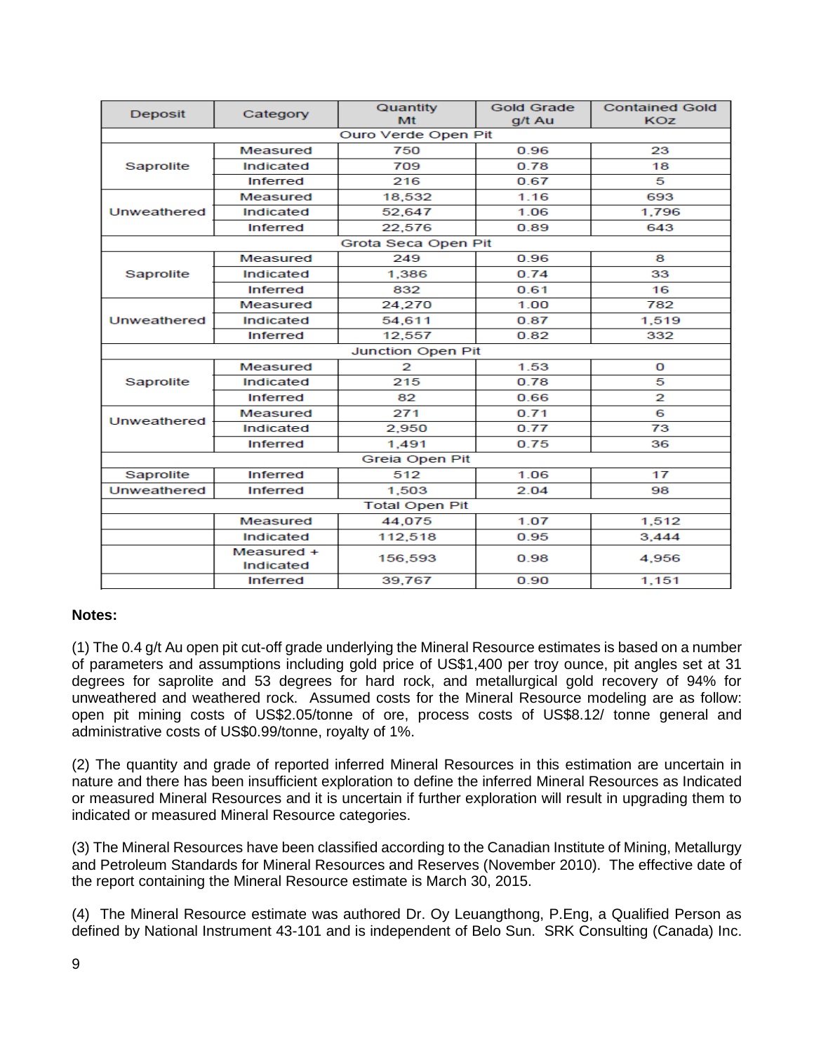| Deposit | Category | Quantity Mt | Gold Grade g/t Au | Contained Gold KOz |
|---|---|---|---|---|
| Ouro Verde Open Pit | | | | |
| Saprolite | Measured | 750 | 0.96 | 23 |
| | Indicated | 709 | 0.78 | 18 |
| | Inferred | 216 | 0.67 | 5 |
| Unweathered | Measured | 18,532 | 1.16 | 693 |
| | Indicated | 52,647 | 1.06 | 1,796 |
| | Inferred | 22,576 | 0.89 | 643 |
| Grota Seca Open Pit | | | | |
| Saprolite | Measured | 249 | 0.96 | 8 |
| | Indicated | 1,386 | 0.74 | 33 |
| | Inferred | 832 | 0.61 | 16 |
| Unweathered | Measured | 24,270 | 1.00 | 782 |
| | Indicated | 54,611 | 0.87 | 1,519 |
| | Inferred | 12,557 | 0.82 | 332 |
| Junction Open Pit | | | | |
| Saprolite | Measured | 2 | 1.53 | 0 |
| | Indicated | 215 | 0.78 | 5 |
| | Inferred | 82 | 0.66 | 2 |
| Unweathered | Measured | 271 | 0.71 | 6 |
| | Indicated | 2,950 | 0.77 | 73 |
| | Inferred | 1,491 | 0.75 | 36 |
| Greia Open Pit | | | | |
| Saprolite | Inferred | 512 | 1.06 | 17 |
| Unweathered | Inferred | 1,503 | 2.04 | 98 |
| Total Open Pit | | | | |
| | Measured | 44,075 | 1.07 | 1,512 |
| | Indicated | 112,518 | 0.95 | 3,444 |
| | Measured + Indicated | 156,593 | 0.98 | 4,956 |
| | Inferred | 39,767 | 0.90 | 1,151 |

**Notes:**

(1) The 0.4 g/t Au open pit cut-off grade underlying the Mineral Resource estimates is based on a number of parameters and assumptions including gold price of US$1,400 per troy ounce, pit angles set at 31 degrees for saprolite and 53 degrees for hard rock, and metallurgical gold recovery of 94% for unweathered and weathered rock. Assumed costs for the Mineral Resource modeling are as follow: open pit mining costs of US$2.05/tonne of ore, process costs of US$8.12/ tonne general and administrative costs of US$0.99/tonne, royalty of 1%.

(2) The quantity and grade of reported inferred Mineral Resources in this estimation are uncertain in nature and there has been insufficient exploration to define the inferred Mineral Resources as Indicated or measured Mineral Resources and it is uncertain if further exploration will result in upgrading them to indicated or measured Mineral Resource categories.

(3) The Mineral Resources have been classified according to the Canadian Institute of Mining, Metallurgy and Petroleum Standards for Mineral Resources and Reserves (November 2010). The effective date of the report containing the Mineral Resource estimate is March 30, 2015.

(4) The Mineral Resource estimate was authored Dr. Oy Leuangthong, P.Eng, a Qualified Person as defined by National Instrument 43-101 and is independent of Belo Sun. SRK Consulting (Canada) Inc.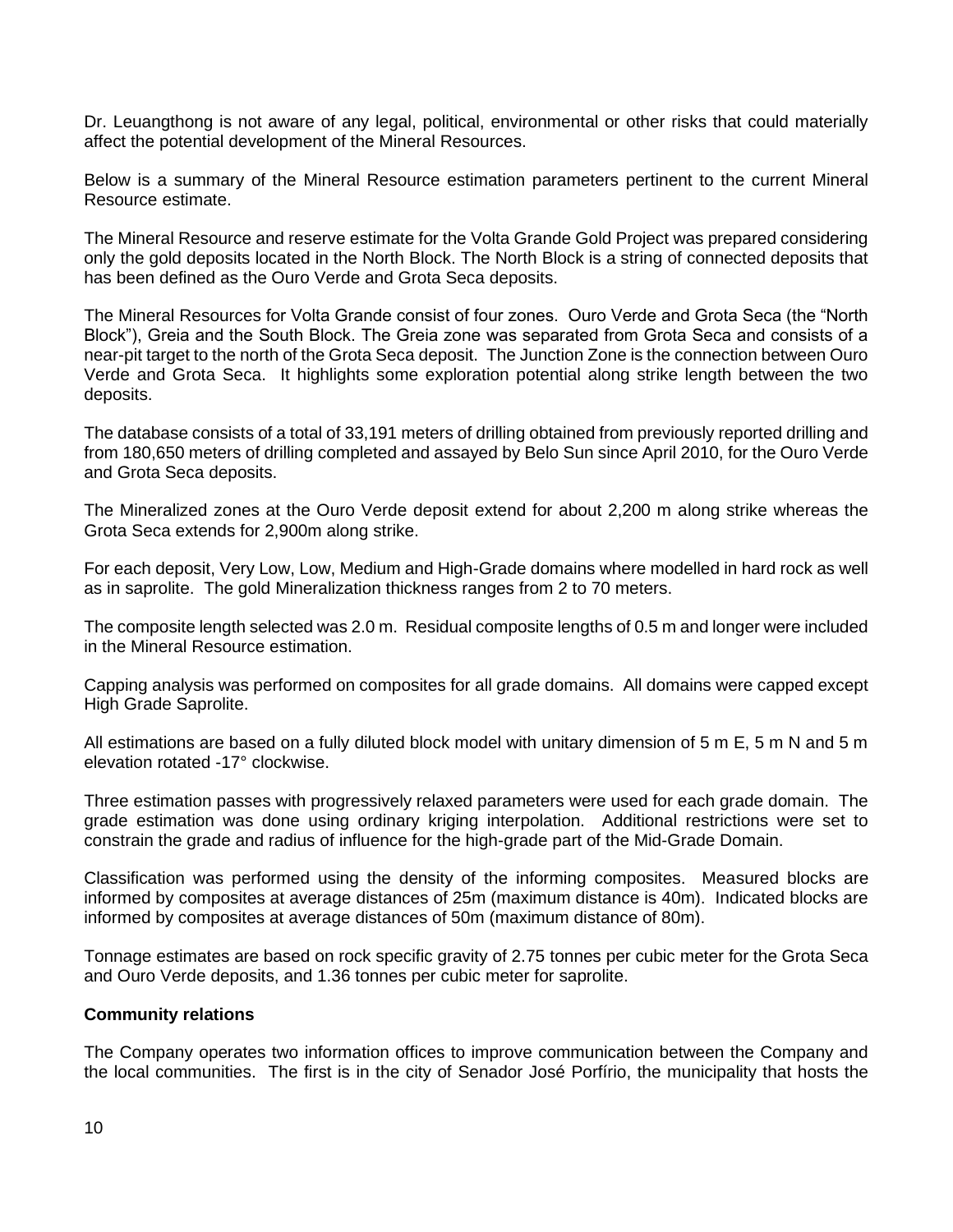Dr. Leuangthong is not aware of any legal, political, environmental or other risks that could materially affect the potential development of the Mineral Resources.

Below is a summary of the Mineral Resource estimation parameters pertinent to the current Mineral Resource estimate.

The Mineral Resource and reserve estimate for the Volta Grande Gold Project was prepared considering only the gold deposits located in the North Block. The North Block is a string of connected deposits that has been defined as the Ouro Verde and Grota Seca deposits.

The Mineral Resources for Volta Grande consist of four zones. Ouro Verde and Grota Seca (the "North Block"), Greia and the South Block. The Greia zone was separated from Grota Seca and consists of a near-pit target to the north of the Grota Seca deposit. The Junction Zone is the connection between Ouro Verde and Grota Seca. It highlights some exploration potential along strike length between the two deposits.

The database consists of a total of 33,191 meters of drilling obtained from previously reported drilling and from 180,650 meters of drilling completed and assayed by Belo Sun since April 2010, for the Ouro Verde and Grota Seca deposits.

The Mineralized zones at the Ouro Verde deposit extend for about 2,200 m along strike whereas the Grota Seca extends for 2,900m along strike.

For each deposit, Very Low, Low, Medium and High-Grade domains where modelled in hard rock as well as in saprolite. The gold Mineralization thickness ranges from 2 to 70 meters.

The composite length selected was 2.0 m. Residual composite lengths of 0.5 m and longer were included in the Mineral Resource estimation.

Capping analysis was performed on composites for all grade domains. All domains were capped except High Grade Saprolite.

All estimations are based on a fully diluted block model with unitary dimension of 5 m E, 5 m N and 5 m elevation rotated -17° clockwise.

Three estimation passes with progressively relaxed parameters were used for each grade domain. The grade estimation was done using ordinary kriging interpolation. Additional restrictions were set to constrain the grade and radius of influence for the high-grade part of the Mid-Grade Domain.

Classification was performed using the density of the informing composites. Measured blocks are informed by composites at average distances of 25m (maximum distance is 40m). Indicated blocks are informed by composites at average distances of 50m (maximum distance of 80m).

Tonnage estimates are based on rock specific gravity of 2.75 tonnes per cubic meter for the Grota Seca and Ouro Verde deposits, and 1.36 tonnes per cubic meter for saprolite.

**Community relations**

The Company operates two information offices to improve communication between the Company and the local communities. The first is in the city of Senador José Porfírio, the municipality that hosts the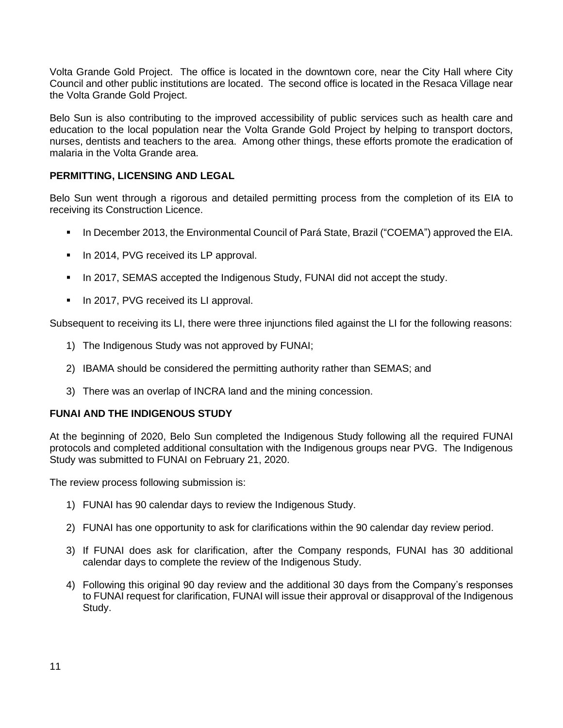Volta Grande Gold Project. The office is located in the downtown core, near the City Hall where City Council and other public institutions are located. The second office is located in the Resaca Village near the Volta Grande Gold Project.

Belo Sun is also contributing to the improved accessibility of public services such as health care and education to the local population near the Volta Grande Gold Project by helping to transport doctors, nurses, dentists and teachers to the area. Among other things, these efforts promote the eradication of malaria in the Volta Grande area.

## PERMITTING, LICENSING AND LEGAL

Belo Sun went through a rigorous and detailed permitting process from the completion of its EIA to receiving its Construction Licence.

- In December 2013, the Environmental Council of Pará State, Brazil ("COEMA") approved the EIA.
- In 2014, PVG received its LP approval.
- In 2017, SEMAS accepted the Indigenous Study, FUNAI did not accept the study.
- In 2017, PVG received its LI approval.

Subsequent to receiving its LI, there were three injunctions filed against the LI for the following reasons:

1) The Indigenous Study was not approved by FUNAI;
2) IBAMA should be considered the permitting authority rather than SEMAS; and
3) There was an overlap of INCRA land and the mining concession.

## FUNAI AND THE INDIGENOUS STUDY

At the beginning of 2020, Belo Sun completed the Indigenous Study following all the required FUNAI protocols and completed additional consultation with the Indigenous groups near PVG. The Indigenous Study was submitted to FUNAI on February 21, 2020.

The review process following submission is:

1) FUNAI has 90 calendar days to review the Indigenous Study.
2) FUNAI has one opportunity to ask for clarifications within the 90 calendar day review period.
3) If FUNAI does ask for clarification, after the Company responds, FUNAI has 30 additional calendar days to complete the review of the Indigenous Study.
4) Following this original 90 day review and the additional 30 days from the Company's responses to FUNAI request for clarification, FUNAI will issue their approval or disapproval of the Indigenous Study.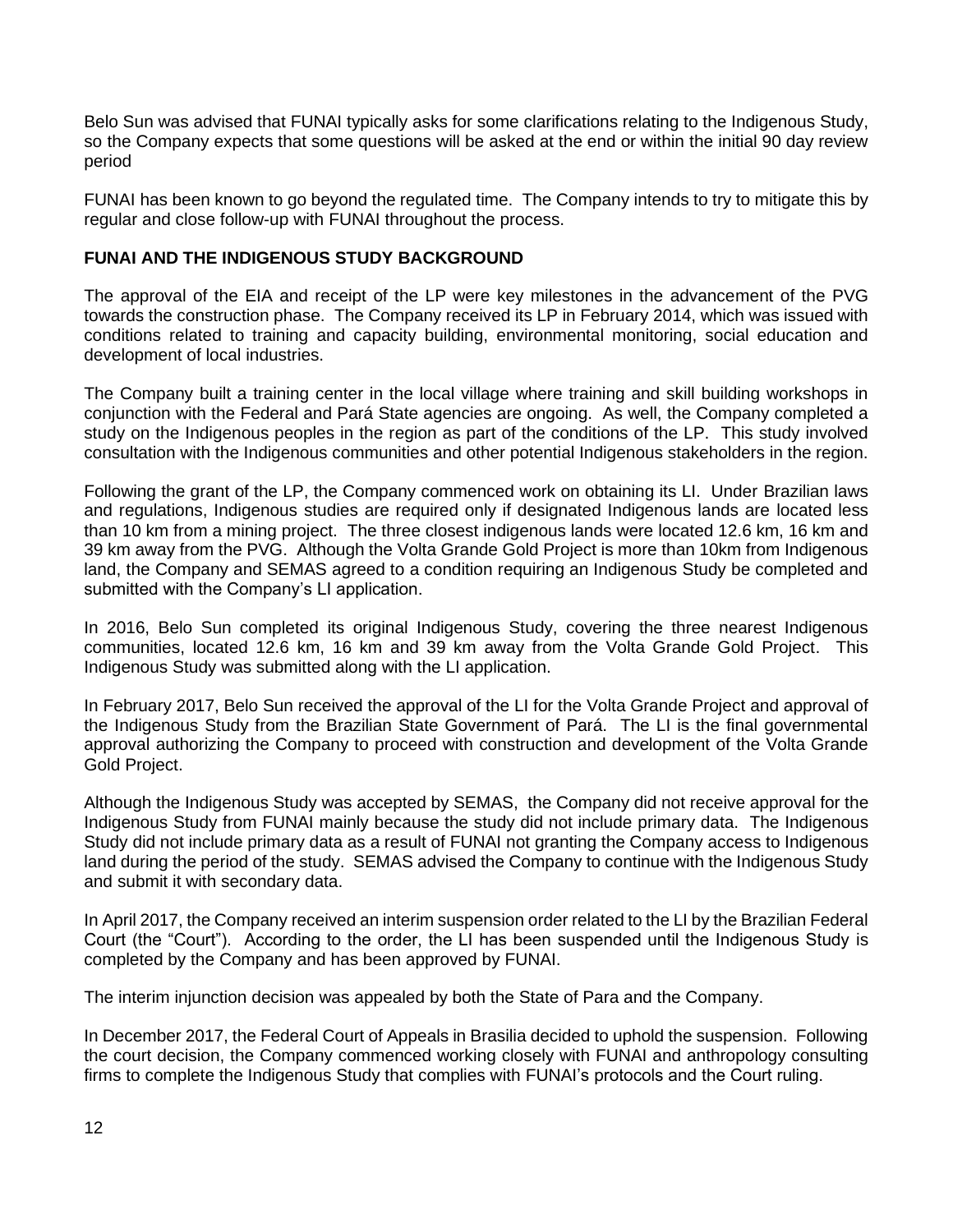Belo Sun was advised that FUNAI typically asks for some clarifications relating to the Indigenous Study, so the Company expects that some questions will be asked at the end or within the initial 90 day review period

FUNAI has been known to go beyond the regulated time. The Company intends to try to mitigate this by regular and close follow-up with FUNAI throughout the process.

**FUNAI AND THE INDIGENOUS STUDY BACKGROUND**

The approval of the EIA and receipt of the LP were key milestones in the advancement of the PVG towards the construction phase. The Company received its LP in February 2014, which was issued with conditions related to training and capacity building, environmental monitoring, social education and development of local industries.

The Company built a training center in the local village where training and skill building workshops in conjunction with the Federal and Pará State agencies are ongoing. As well, the Company completed a study on the Indigenous peoples in the region as part of the conditions of the LP. This study involved consultation with the Indigenous communities and other potential Indigenous stakeholders in the region.

Following the grant of the LP, the Company commenced work on obtaining its LI. Under Brazilian laws and regulations, Indigenous studies are required only if designated Indigenous lands are located less than 10 km from a mining project. The three closest indigenous lands were located 12.6 km, 16 km and 39 km away from the PVG. Although the Volta Grande Gold Project is more than 10km from Indigenous land, the Company and SEMAS agreed to a condition requiring an Indigenous Study be completed and submitted with the Company's LI application.

In 2016, Belo Sun completed its original Indigenous Study, covering the three nearest Indigenous communities, located 12.6 km, 16 km and 39 km away from the Volta Grande Gold Project. This Indigenous Study was submitted along with the LI application.

In February 2017, Belo Sun received the approval of the LI for the Volta Grande Project and approval of the Indigenous Study from the Brazilian State Government of Pará. The LI is the final governmental approval authorizing the Company to proceed with construction and development of the Volta Grande Gold Project.

Although the Indigenous Study was accepted by SEMAS, the Company did not receive approval for the Indigenous Study from FUNAI mainly because the study did not include primary data. The Indigenous Study did not include primary data as a result of FUNAI not granting the Company access to Indigenous land during the period of the study. SEMAS advised the Company to continue with the Indigenous Study and submit it with secondary data.

In April 2017, the Company received an interim suspension order related to the LI by the Brazilian Federal Court (the "Court"). According to the order, the LI has been suspended until the Indigenous Study is completed by the Company and has been approved by FUNAI.

The interim injunction decision was appealed by both the State of Para and the Company.

In December 2017, the Federal Court of Appeals in Brasilia decided to uphold the suspension. Following the court decision, the Company commenced working closely with FUNAI and anthropology consulting firms to complete the Indigenous Study that complies with FUNAI's protocols and the Court ruling.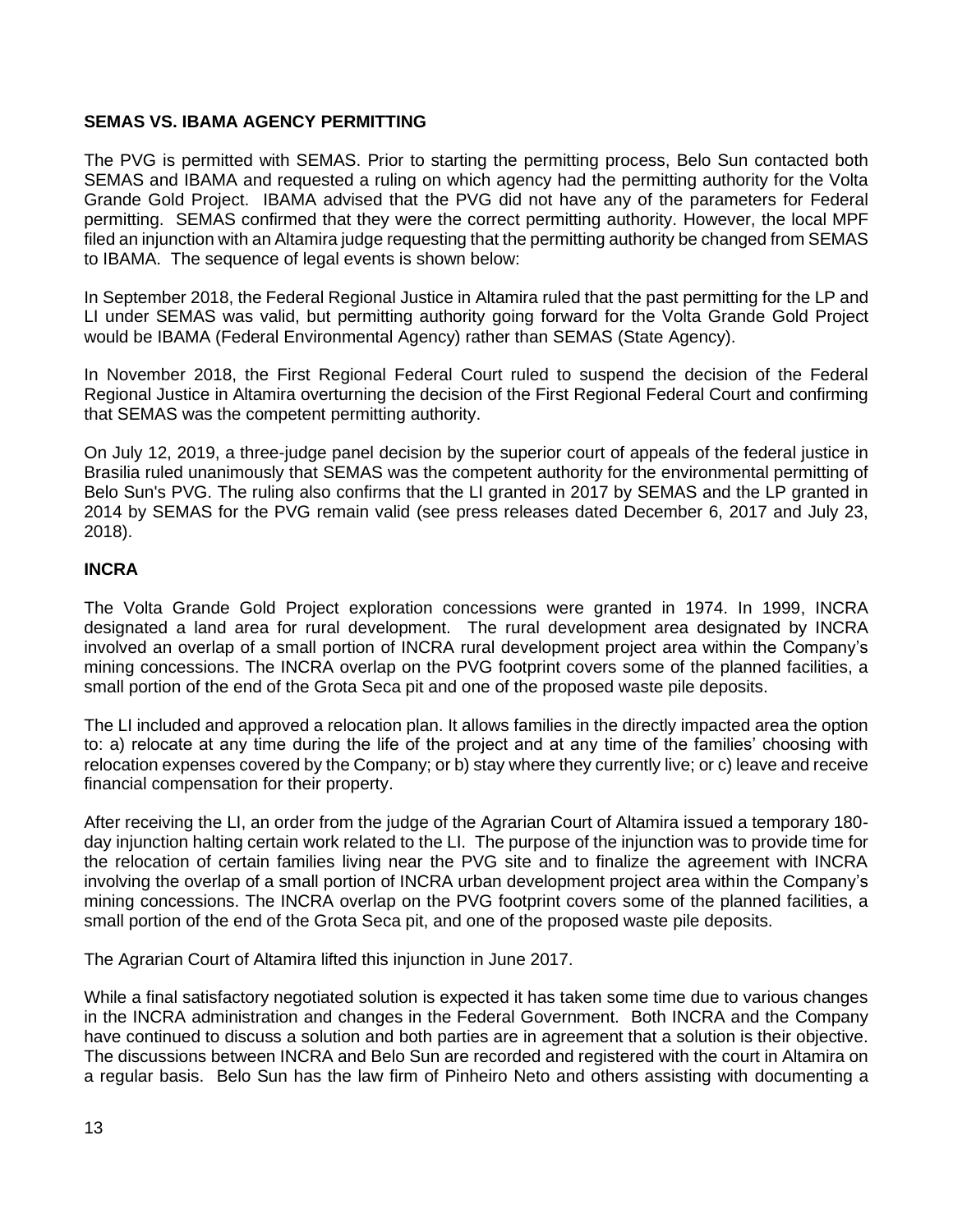## SEMAS VS. IBAMA AGENCY PERMITTING

The PVG is permitted with SEMAS. Prior to starting the permitting process, Belo Sun contacted both SEMAS and IBAMA and requested a ruling on which agency had the permitting authority for the Volta Grande Gold Project. IBAMA advised that the PVG did not have any of the parameters for Federal permitting. SEMAS confirmed that they were the correct permitting authority. However, the local MPF filed an injunction with an Altamira judge requesting that the permitting authority be changed from SEMAS to IBAMA. The sequence of legal events is shown below:

In September 2018, the Federal Regional Justice in Altamira ruled that the past permitting for the LP and LI under SEMAS was valid, but permitting authority going forward for the Volta Grande Gold Project would be IBAMA (Federal Environmental Agency) rather than SEMAS (State Agency).

In November 2018, the First Regional Federal Court ruled to suspend the decision of the Federal Regional Justice in Altamira overturning the decision of the First Regional Federal Court and confirming that SEMAS was the competent permitting authority.

On July 12, 2019, a three-judge panel decision by the superior court of appeals of the federal justice in Brasilia ruled unanimously that SEMAS was the competent authority for the environmental permitting of Belo Sun's PVG. The ruling also confirms that the LI granted in 2017 by SEMAS and the LP granted in 2014 by SEMAS for the PVG remain valid (see press releases dated December 6, 2017 and July 23, 2018).

## INCRA

The Volta Grande Gold Project exploration concessions were granted in 1974. In 1999, INCRA designated a land area for rural development. The rural development area designated by INCRA involved an overlap of a small portion of INCRA rural development project area within the Company's mining concessions. The INCRA overlap on the PVG footprint covers some of the planned facilities, a small portion of the end of the Grota Seca pit and one of the proposed waste pile deposits.

The LI included and approved a relocation plan. It allows families in the directly impacted area the option to: a) relocate at any time during the life of the project and at any time of the families' choosing with relocation expenses covered by the Company; or b) stay where they currently live; or c) leave and receive financial compensation for their property.

After receiving the LI, an order from the judge of the Agrarian Court of Altamira issued a temporary 180-day injunction halting certain work related to the LI. The purpose of the injunction was to provide time for the relocation of certain families living near the PVG site and to finalize the agreement with INCRA involving the overlap of a small portion of INCRA urban development project area within the Company's mining concessions. The INCRA overlap on the PVG footprint covers some of the planned facilities, a small portion of the end of the Grota Seca pit, and one of the proposed waste pile deposits.

The Agrarian Court of Altamira lifted this injunction in June 2017.

While a final satisfactory negotiated solution is expected it has taken some time due to various changes in the INCRA administration and changes in the Federal Government. Both INCRA and the Company have continued to discuss a solution and both parties are in agreement that a solution is their objective. The discussions between INCRA and Belo Sun are recorded and registered with the court in Altamira on a regular basis. Belo Sun has the law firm of Pinheiro Neto and others assisting with documenting a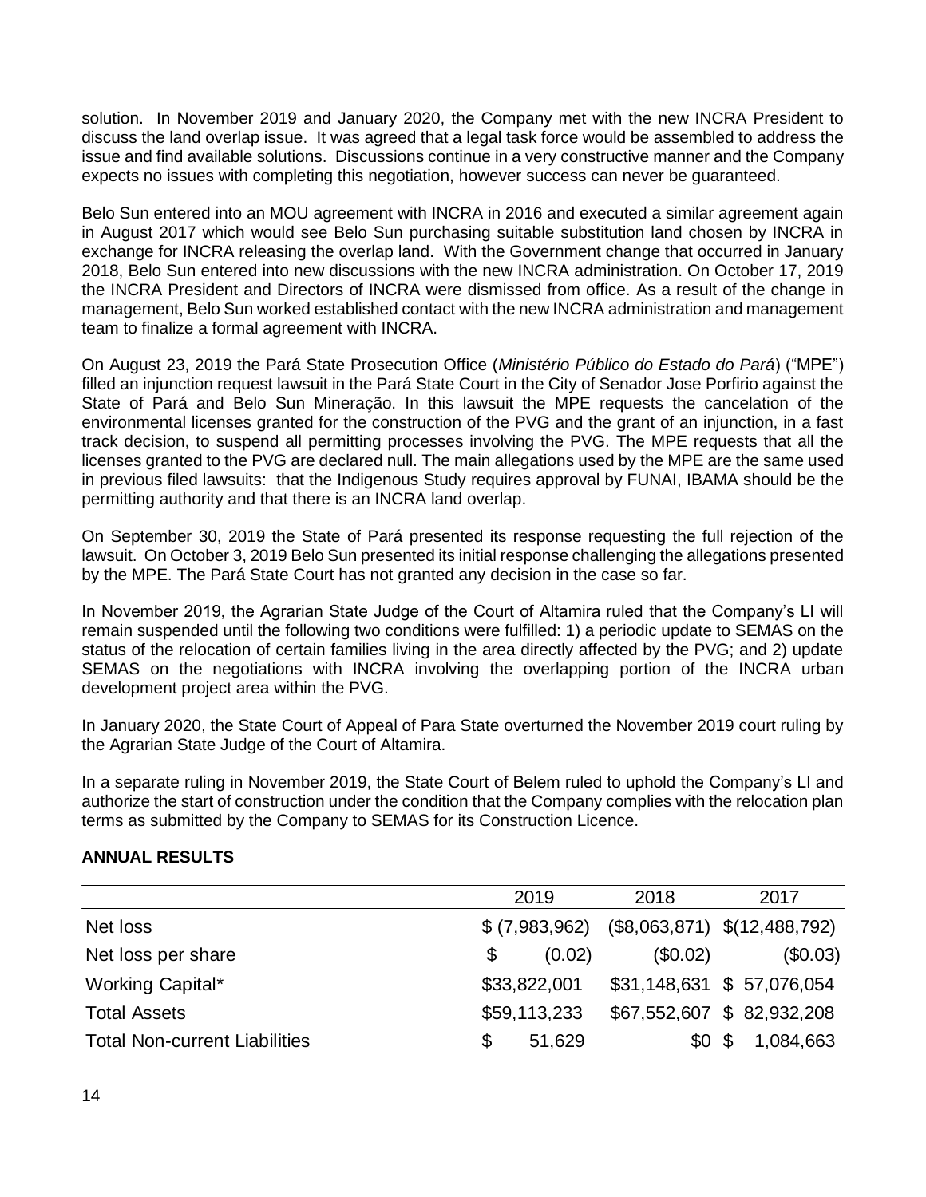solution. In November 2019 and January 2020, the Company met with the new INCRA President to discuss the land overlap issue. It was agreed that a legal task force would be assembled to address the issue and find available solutions. Discussions continue in a very constructive manner and the Company expects no issues with completing this negotiation, however success can never be guaranteed.

Belo Sun entered into an MOU agreement with INCRA in 2016 and executed a similar agreement again in August 2017 which would see Belo Sun purchasing suitable substitution land chosen by INCRA in exchange for INCRA releasing the overlap land. With the Government change that occurred in January 2018, Belo Sun entered into new discussions with the new INCRA administration. On October 17, 2019 the INCRA President and Directors of INCRA were dismissed from office. As a result of the change in management, Belo Sun worked established contact with the new INCRA administration and management team to finalize a formal agreement with INCRA.

On August 23, 2019 the Pará State Prosecution Office (*Ministério Público do Estado do Pará*) ("MPE") filled an injunction request lawsuit in the Pará State Court in the City of Senador Jose Porfirio against the State of Pará and Belo Sun Mineração. In this lawsuit the MPE requests the cancelation of the environmental licenses granted for the construction of the PVG and the grant of an injunction, in a fast track decision, to suspend all permitting processes involving the PVG. The MPE requests that all the licenses granted to the PVG are declared null. The main allegations used by the MPE are the same used in previous filed lawsuits: that the Indigenous Study requires approval by FUNAI, IBAMA should be the permitting authority and that there is an INCRA land overlap.

On September 30, 2019 the State of Pará presented its response requesting the full rejection of the lawsuit. On October 3, 2019 Belo Sun presented its initial response challenging the allegations presented by the MPE. The Pará State Court has not granted any decision in the case so far.

In November 2019, the Agrarian State Judge of the Court of Altamira ruled that the Company's LI will remain suspended until the following two conditions were fulfilled: 1) a periodic update to SEMAS on the status of the relocation of certain families living in the area directly affected by the PVG; and 2) update SEMAS on the negotiations with INCRA involving the overlapping portion of the INCRA urban development project area within the PVG.

In January 2020, the State Court of Appeal of Para State overturned the November 2019 court ruling by the Agrarian State Judge of the Court of Altamira.

In a separate ruling in November 2019, the State Court of Belem ruled to uphold the Company's LI and authorize the start of construction under the condition that the Company complies with the relocation plan terms as submitted by the Company to SEMAS for its Construction Licence.

**ANNUAL RESULTS**

| | 2019 | 2018 | 2017 |
|---|---|---|---|
| Net loss | $ (7,983,962) | ($8,063,871) | $(12,488,792) |
| Net loss per share | $ (0.02) | ($0.02) | ($0.03) |
| Working Capital* | $33,822,001 | $31,148,631 | $ 57,076,054 |
| Total Assets | $59,113,233 | $67,552,607 | $ 82,932,208 |
| Total Non-current Liabilities | $ 51,629 | $0 | $ 1,084,663 |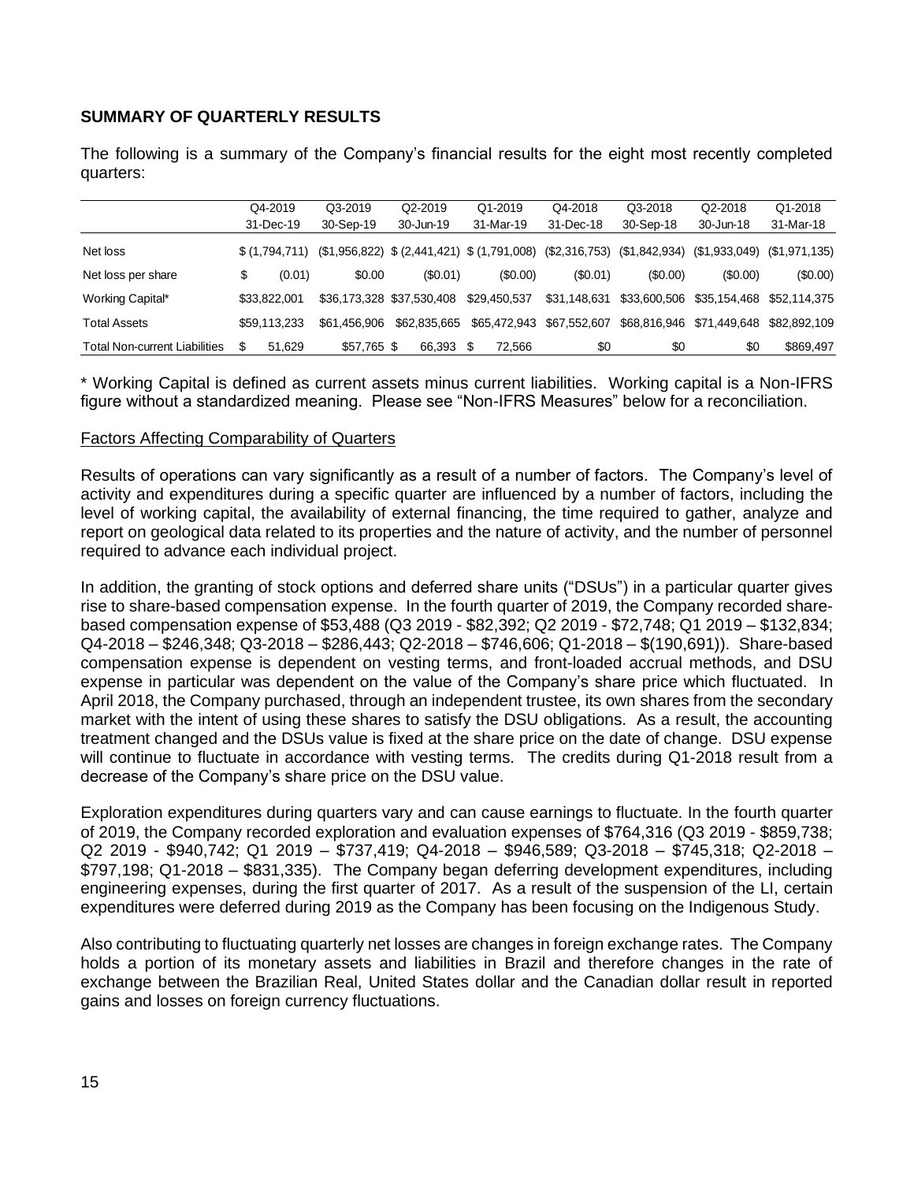**SUMMARY OF QUARTERLY RESULTS**

The following is a summary of the Company's financial results for the eight most recently completed quarters:

| | Q4-2019<br>31-Dec-19 | Q3-2019<br>30-Sep-19 | Q2-2019<br>30-Jun-19 | Q1-2019<br>31-Mar-19 | Q4-2018<br>31-Dec-18 | Q3-2018<br>30-Sep-18 | Q2-2018<br>30-Jun-18 | Q1-2018<br>31-Mar-18 |
|---|---|---|---|---|---|---|---|---|
| Net loss | $ (1,794,711) | ($1,956,822) | $ (2,441,421) | $ (1,791,008) | ($2,316,753) | ($1,842,934) | ($1,933,049) | ($1,971,135) |
| Net loss per share | $ (0.01) | $0.00 | ($0.01) | ($0.00) | ($0.01) | ($0.00) | ($0.00) | ($0.00) |
| Working Capital* | $33,822,001 | $36,173,328 | $37,530,408 | $29,450,537 | $31,148,631 | $33,600,506 | $35,154,468 | $52,114,375 |
| Total Assets | $59,113,233 | $61,456,906 | $62,835,665 | $65,472,943 | $67,552,607 | $68,816,946 | $71,449,648 | $82,892,109 |
| Total Non-current Liabilities | $ 51,629 | $57,765 | $ 66,393 | $ 72,566 | $0 | $0 | $0 | $869,497 |

\* Working Capital is defined as current assets minus current liabilities. Working capital is a Non-IFRS figure without a standardized meaning. Please see "Non-IFRS Measures" below for a reconciliation.

Factors Affecting Comparability of Quarters

Results of operations can vary significantly as a result of a number of factors. The Company's level of activity and expenditures during a specific quarter are influenced by a number of factors, including the level of working capital, the availability of external financing, the time required to gather, analyze and report on geological data related to its properties and the nature of activity, and the number of personnel required to advance each individual project.

In addition, the granting of stock options and deferred share units ("DSUs") in a particular quarter gives rise to share-based compensation expense. In the fourth quarter of 2019, the Company recorded share-based compensation expense of $53,488 (Q3 2019 - $82,392; Q2 2019 - $72,748; Q1 2019 – $132,834; Q4-2018 – $246,348; Q3-2018 – $286,443; Q2-2018 – $746,606; Q1-2018 – $(190,691)). Share-based compensation expense is dependent on vesting terms, and front-loaded accrual methods, and DSU expense in particular was dependent on the value of the Company's share price which fluctuated. In April 2018, the Company purchased, through an independent trustee, its own shares from the secondary market with the intent of using these shares to satisfy the DSU obligations. As a result, the accounting treatment changed and the DSUs value is fixed at the share price on the date of change. DSU expense will continue to fluctuate in accordance with vesting terms. The credits during Q1-2018 result from a decrease of the Company's share price on the DSU value.

Exploration expenditures during quarters vary and can cause earnings to fluctuate. In the fourth quarter of 2019, the Company recorded exploration and evaluation expenses of $764,316 (Q3 2019 - $859,738; Q2 2019 - $940,742; Q1 2019 – $737,419; Q4-2018 – $946,589; Q3-2018 – $745,318; Q2-2018 – $797,198; Q1-2018 – $831,335). The Company began deferring development expenditures, including engineering expenses, during the first quarter of 2017. As a result of the suspension of the LI, certain expenditures were deferred during 2019 as the Company has been focusing on the Indigenous Study.

Also contributing to fluctuating quarterly net losses are changes in foreign exchange rates. The Company holds a portion of its monetary assets and liabilities in Brazil and therefore changes in the rate of exchange between the Brazilian Real, United States dollar and the Canadian dollar result in reported gains and losses on foreign currency fluctuations.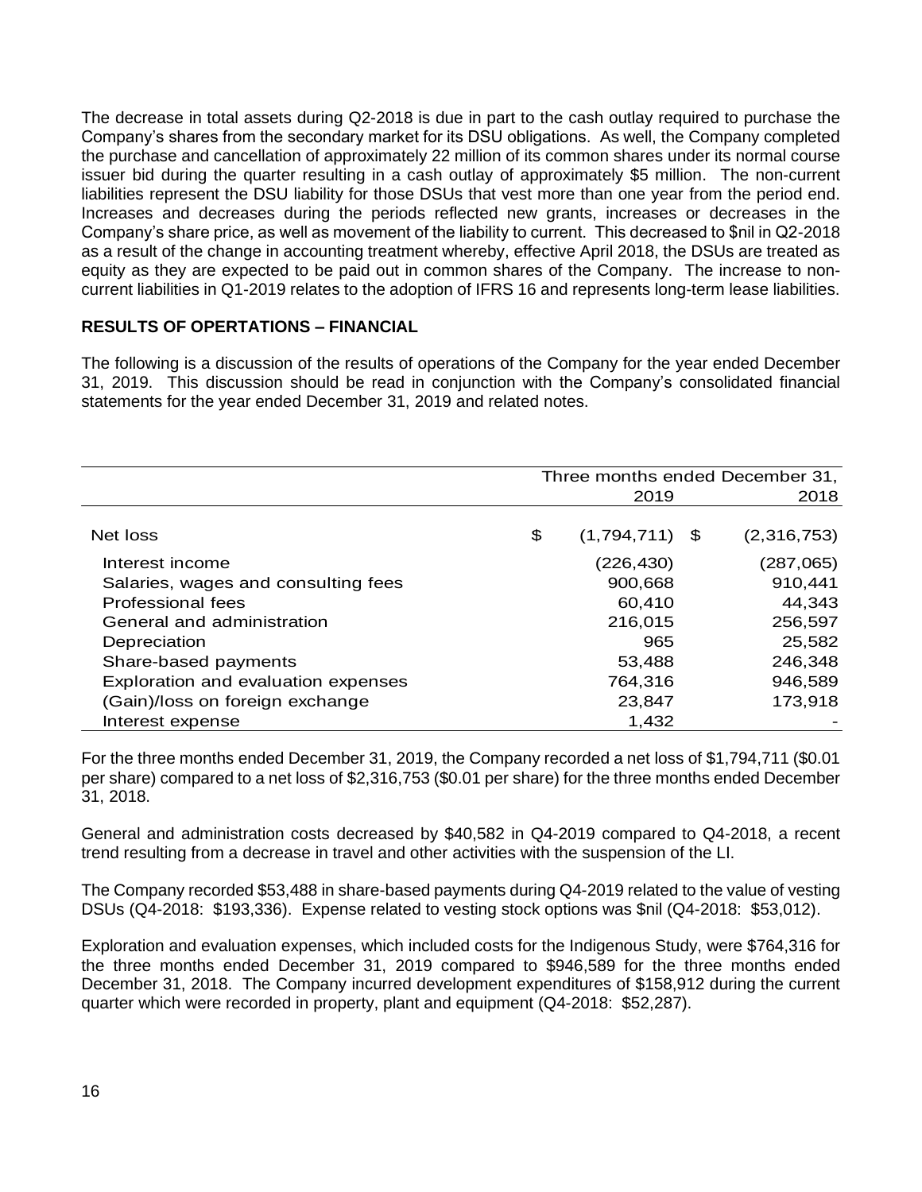The decrease in total assets during Q2-2018 is due in part to the cash outlay required to purchase the Company's shares from the secondary market for its DSU obligations. As well, the Company completed the purchase and cancellation of approximately 22 million of its common shares under its normal course issuer bid during the quarter resulting in a cash outlay of approximately $5 million. The non-current liabilities represent the DSU liability for those DSUs that vest more than one year from the period end. Increases and decreases during the periods reflected new grants, increases or decreases in the Company's share price, as well as movement of the liability to current. This decreased to $nil in Q2-2018 as a result of the change in accounting treatment whereby, effective April 2018, the DSUs are treated as equity as they are expected to be paid out in common shares of the Company. The increase to non-current liabilities in Q1-2019 relates to the adoption of IFRS 16 and represents long-term lease liabilities.

## RESULTS OF OPERTATIONS – FINANCIAL

The following is a discussion of the results of operations of the Company for the year ended December 31, 2019. This discussion should be read in conjunction with the Company's consolidated financial statements for the year ended December 31, 2019 and related notes.

| | Three months ended December 31, | |
|---|---|---|
| | 2019 | 2018 |
| Net loss | $ (1,794,711) | $ (2,316,753) |
| Interest income | (226,430) | (287,065) |
| Salaries, wages and consulting fees | 900,668 | 910,441 |
| Professional fees | 60,410 | 44,343 |
| General and administration | 216,015 | 256,597 |
| Depreciation | 965 | 25,582 |
| Share-based payments | 53,488 | 246,348 |
| Exploration and evaluation expenses | 764,316 | 946,589 |
| (Gain)/loss on foreign exchange | 23,847 | 173,918 |
| Interest expense | 1,432 | - |

For the three months ended December 31, 2019, the Company recorded a net loss of $1,794,711 ($0.01 per share) compared to a net loss of $2,316,753 ($0.01 per share) for the three months ended December 31, 2018.

General and administration costs decreased by $40,582 in Q4-2019 compared to Q4-2018, a recent trend resulting from a decrease in travel and other activities with the suspension of the LI.

The Company recorded $53,488 in share-based payments during Q4-2019 related to the value of vesting DSUs (Q4-2018: $193,336). Expense related to vesting stock options was $nil (Q4-2018: $53,012).

Exploration and evaluation expenses, which included costs for the Indigenous Study, were $764,316 for the three months ended December 31, 2019 compared to $946,589 for the three months ended December 31, 2018. The Company incurred development expenditures of $158,912 during the current quarter which were recorded in property, plant and equipment (Q4-2018: $52,287).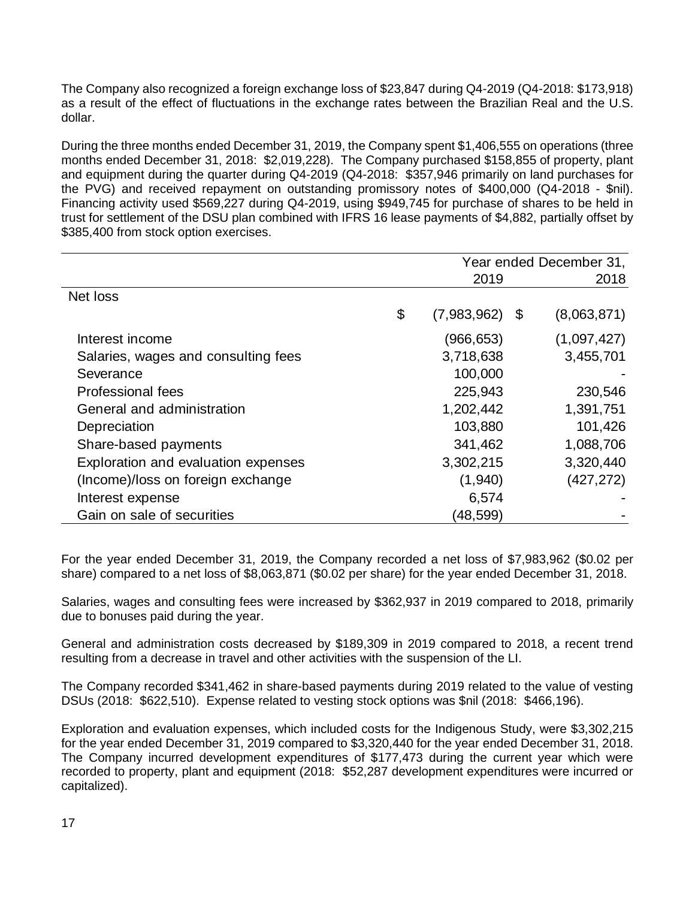The Company also recognized a foreign exchange loss of $23,847 during Q4-2019 (Q4-2018: $173,918) as a result of the effect of fluctuations in the exchange rates between the Brazilian Real and the U.S. dollar.

During the three months ended December 31, 2019, the Company spent $1,406,555 on operations (three months ended December 31, 2018: $2,019,228). The Company purchased $158,855 of property, plant and equipment during the quarter during Q4-2019 (Q4-2018: $357,946 primarily on land purchases for the PVG) and received repayment on outstanding promissory notes of $400,000 (Q4-2018 - $nil). Financing activity used $569,227 during Q4-2019, using $949,745 for purchase of shares to be held in trust for settlement of the DSU plan combined with IFRS 16 lease payments of $4,882, partially offset by $385,400 from stock option exercises.

| | Year ended December 31, | |
|---|---|---|
| | 2019 | 2018 |
| Net loss | $ (7,983,962) | $ (8,063,871) |
| Interest income | (966,653) | (1,097,427) |
| Salaries, wages and consulting fees | 3,718,638 | 3,455,701 |
| Severance | 100,000 | - |
| Professional fees | 225,943 | 230,546 |
| General and administration | 1,202,442 | 1,391,751 |
| Depreciation | 103,880 | 101,426 |
| Share-based payments | 341,462 | 1,088,706 |
| Exploration and evaluation expenses | 3,302,215 | 3,320,440 |
| (Income)/loss on foreign exchange | (1,940) | (427,272) |
| Interest expense | 6,574 | - |
| Gain on sale of securities | (48,599) | - |

For the year ended December 31, 2019, the Company recorded a net loss of $7,983,962 ($0.02 per share) compared to a net loss of $8,063,871 ($0.02 per share) for the year ended December 31, 2018.

Salaries, wages and consulting fees were increased by $362,937 in 2019 compared to 2018, primarily due to bonuses paid during the year.

General and administration costs decreased by $189,309 in 2019 compared to 2018, a recent trend resulting from a decrease in travel and other activities with the suspension of the LI.

The Company recorded $341,462 in share-based payments during 2019 related to the value of vesting DSUs (2018: $622,510). Expense related to vesting stock options was $nil (2018: $466,196).

Exploration and evaluation expenses, which included costs for the Indigenous Study, were $3,302,215 for the year ended December 31, 2019 compared to $3,320,440 for the year ended December 31, 2018. The Company incurred development expenditures of $177,473 during the current year which were recorded to property, plant and equipment (2018: $52,287 development expenditures were incurred or capitalized).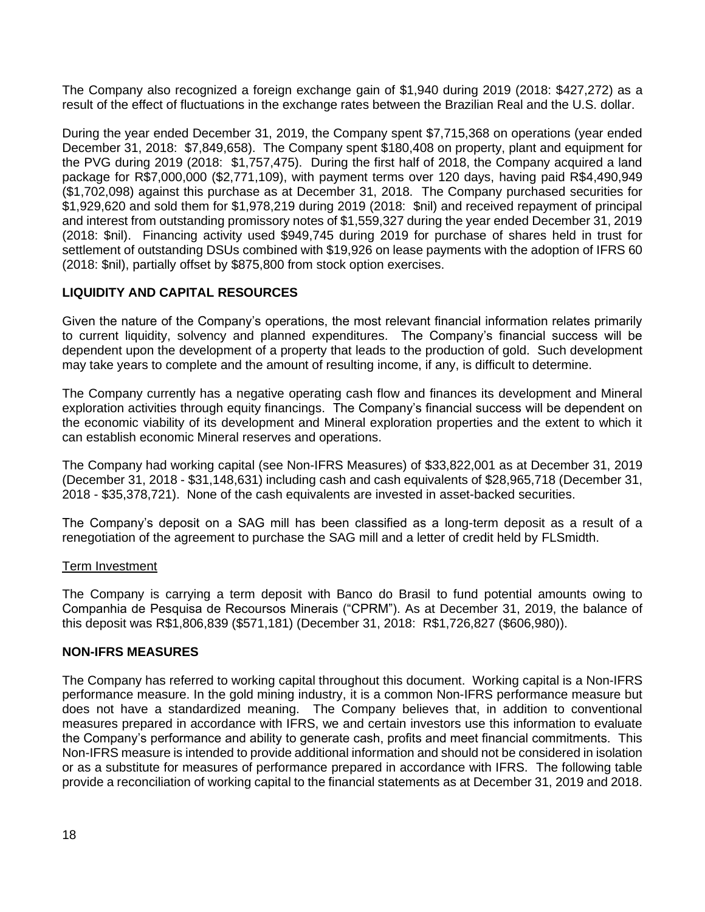The Company also recognized a foreign exchange gain of $1,940 during 2019 (2018: $427,272) as a result of the effect of fluctuations in the exchange rates between the Brazilian Real and the U.S. dollar.

During the year ended December 31, 2019, the Company spent $7,715,368 on operations (year ended December 31, 2018: $7,849,658). The Company spent $180,408 on property, plant and equipment for the PVG during 2019 (2018: $1,757,475). During the first half of 2018, the Company acquired a land package for R$7,000,000 ($2,771,109), with payment terms over 120 days, having paid R$4,490,949 ($1,702,098) against this purchase as at December 31, 2018. The Company purchased securities for $1,929,620 and sold them for $1,978,219 during 2019 (2018: $nil) and received repayment of principal and interest from outstanding promissory notes of $1,559,327 during the year ended December 31, 2019 (2018: $nil). Financing activity used $949,745 during 2019 for purchase of shares held in trust for settlement of outstanding DSUs combined with $19,926 on lease payments with the adoption of IFRS 60 (2018: $nil), partially offset by $875,800 from stock option exercises.

## LIQUIDITY AND CAPITAL RESOURCES

Given the nature of the Company's operations, the most relevant financial information relates primarily to current liquidity, solvency and planned expenditures. The Company's financial success will be dependent upon the development of a property that leads to the production of gold. Such development may take years to complete and the amount of resulting income, if any, is difficult to determine.

The Company currently has a negative operating cash flow and finances its development and Mineral exploration activities through equity financings. The Company's financial success will be dependent on the economic viability of its development and Mineral exploration properties and the extent to which it can establish economic Mineral reserves and operations.

The Company had working capital (see Non-IFRS Measures) of $33,822,001 as at December 31, 2019 (December 31, 2018 - $31,148,631) including cash and cash equivalents of $28,965,718 (December 31, 2018 - $35,378,721). None of the cash equivalents are invested in asset-backed securities.

The Company's deposit on a SAG mill has been classified as a long-term deposit as a result of a renegotiation of the agreement to purchase the SAG mill and a letter of credit held by FLSmidth.

### Term Investment

The Company is carrying a term deposit with Banco do Brasil to fund potential amounts owing to Companhia de Pesquisa de Recoursos Minerais ("CPRM"). As at December 31, 2019, the balance of this deposit was R$1,806,839 ($571,181) (December 31, 2018: R$1,726,827 ($606,980)).

## NON-IFRS MEASURES

The Company has referred to working capital throughout this document. Working capital is a Non-IFRS performance measure. In the gold mining industry, it is a common Non-IFRS performance measure but does not have a standardized meaning. The Company believes that, in addition to conventional measures prepared in accordance with IFRS, we and certain investors use this information to evaluate the Company's performance and ability to generate cash, profits and meet financial commitments. This Non-IFRS measure is intended to provide additional information and should not be considered in isolation or as a substitute for measures of performance prepared in accordance with IFRS. The following table provide a reconciliation of working capital to the financial statements as at December 31, 2019 and 2018.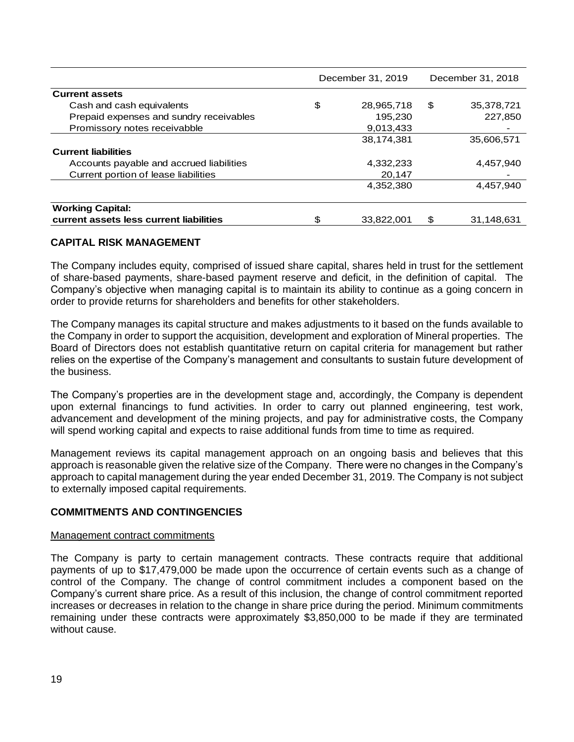| | December 31, 2019 | December 31, 2018 |
|---|---|---|
| **Current assets** | | |
| Cash and cash equivalents | $ 28,965,718 | $ 35,378,721 |
| Prepaid expenses and sundry receivables | 195,230 | 227,850 |
| Promissory notes receivabble | 9,013,433 | - |
| | 38,174,381 | 35,606,571 |
| **Current liabilities** | | |
| Accounts payable and accrued liabilities | 4,332,233 | 4,457,940 |
| Current portion of lease liabilities | 20,147 | - |
| | 4,352,380 | 4,457,940 |
| **Working Capital: current assets less current liabilities** | $ 33,822,001 | $ 31,148,631 |

## CAPITAL RISK MANAGEMENT

The Company includes equity, comprised of issued share capital, shares held in trust for the settlement of share-based payments, share-based payment reserve and deficit, in the definition of capital. The Company's objective when managing capital is to maintain its ability to continue as a going concern in order to provide returns for shareholders and benefits for other stakeholders.

The Company manages its capital structure and makes adjustments to it based on the funds available to the Company in order to support the acquisition, development and exploration of Mineral properties. The Board of Directors does not establish quantitative return on capital criteria for management but rather relies on the expertise of the Company's management and consultants to sustain future development of the business.

The Company's properties are in the development stage and, accordingly, the Company is dependent upon external financings to fund activities. In order to carry out planned engineering, test work, advancement and development of the mining projects, and pay for administrative costs, the Company will spend working capital and expects to raise additional funds from time to time as required.

Management reviews its capital management approach on an ongoing basis and believes that this approach is reasonable given the relative size of the Company. There were no changes in the Company's approach to capital management during the year ended December 31, 2019. The Company is not subject to externally imposed capital requirements.

## COMMITMENTS AND CONTINGENCIES

Management contract commitments

The Company is party to certain management contracts. These contracts require that additional payments of up to $17,479,000 be made upon the occurrence of certain events such as a change of control of the Company. The change of control commitment includes a component based on the Company's current share price. As a result of this inclusion, the change of control commitment reported increases or decreases in relation to the change in share price during the period. Minimum commitments remaining under these contracts were approximately $3,850,000 to be made if they are terminated without cause.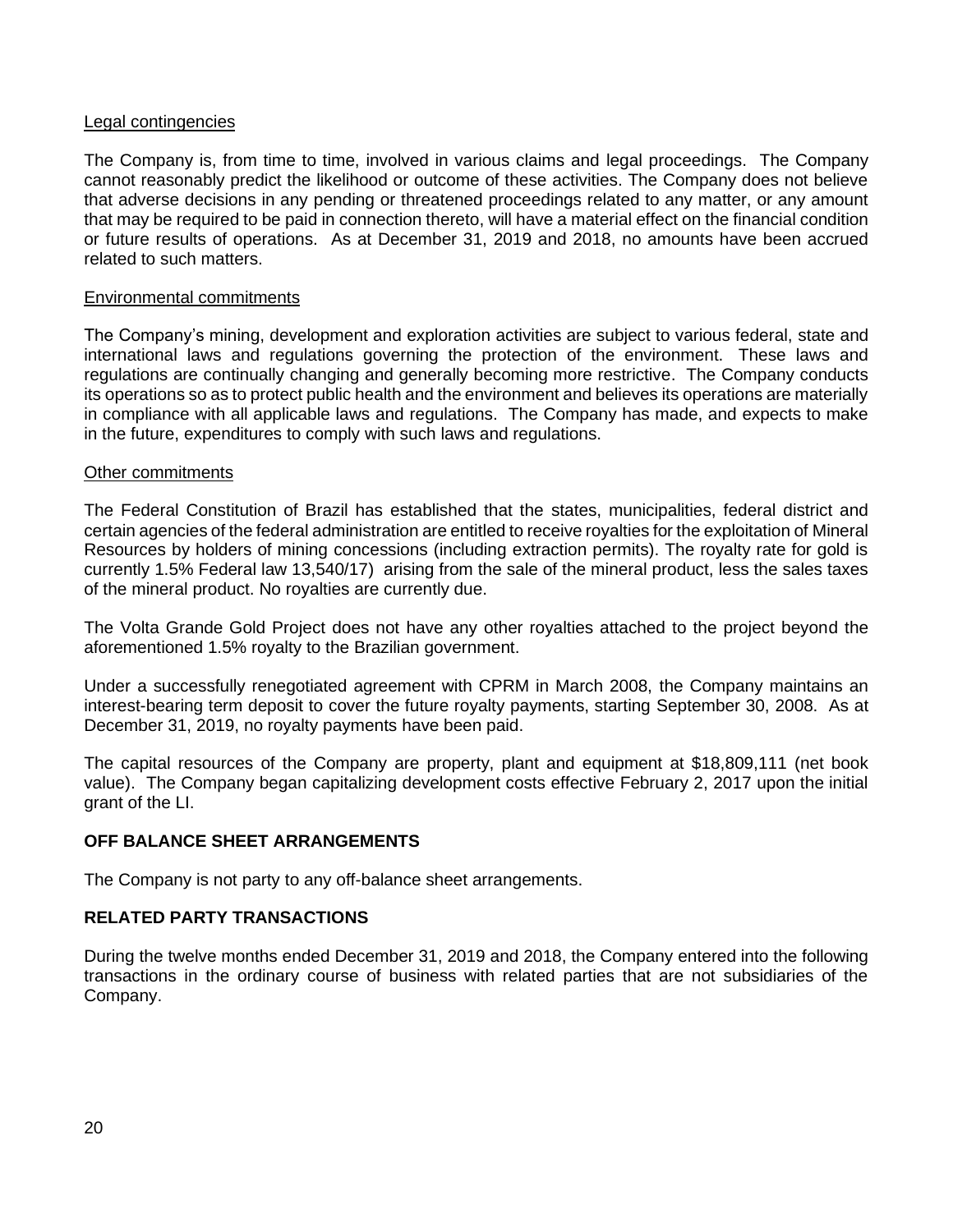Legal contingencies

The Company is, from time to time, involved in various claims and legal proceedings. The Company cannot reasonably predict the likelihood or outcome of these activities. The Company does not believe that adverse decisions in any pending or threatened proceedings related to any matter, or any amount that may be required to be paid in connection thereto, will have a material effect on the financial condition or future results of operations. As at December 31, 2019 and 2018, no amounts have been accrued related to such matters.

Environmental commitments

The Company's mining, development and exploration activities are subject to various federal, state and international laws and regulations governing the protection of the environment. These laws and regulations are continually changing and generally becoming more restrictive. The Company conducts its operations so as to protect public health and the environment and believes its operations are materially in compliance with all applicable laws and regulations. The Company has made, and expects to make in the future, expenditures to comply with such laws and regulations.

Other commitments

The Federal Constitution of Brazil has established that the states, municipalities, federal district and certain agencies of the federal administration are entitled to receive royalties for the exploitation of Mineral Resources by holders of mining concessions (including extraction permits). The royalty rate for gold is currently 1.5% Federal law 13,540/17) arising from the sale of the mineral product, less the sales taxes of the mineral product. No royalties are currently due.

The Volta Grande Gold Project does not have any other royalties attached to the project beyond the aforementioned 1.5% royalty to the Brazilian government.

Under a successfully renegotiated agreement with CPRM in March 2008, the Company maintains an interest-bearing term deposit to cover the future royalty payments, starting September 30, 2008. As at December 31, 2019, no royalty payments have been paid.

The capital resources of the Company are property, plant and equipment at $18,809,111 (net book value). The Company began capitalizing development costs effective February 2, 2017 upon the initial grant of the LI.

**OFF BALANCE SHEET ARRANGEMENTS**

The Company is not party to any off-balance sheet arrangements.

**RELATED PARTY TRANSACTIONS**

During the twelve months ended December 31, 2019 and 2018, the Company entered into the following transactions in the ordinary course of business with related parties that are not subsidiaries of the Company.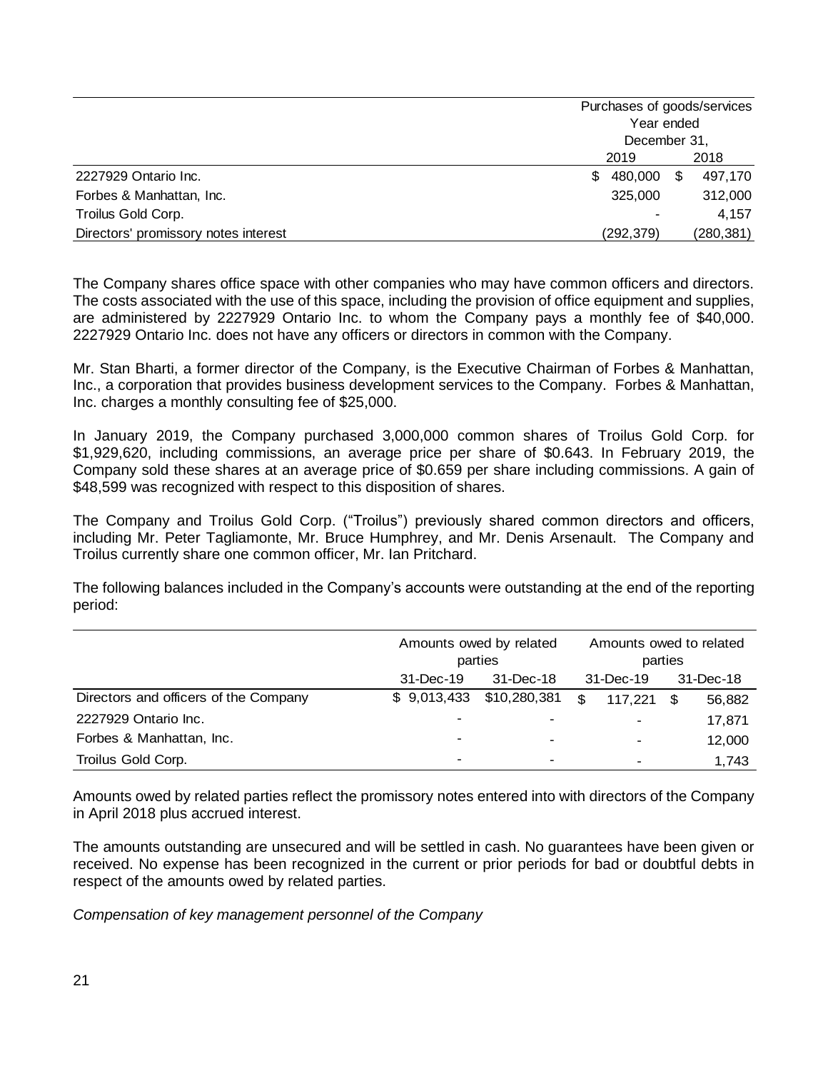| | Purchases of goods/services Year ended December 31, | |
|---|---|---|
| | 2019 | 2018 |
| 2227929 Ontario Inc. | $ 480,000 | $ 497,170 |
| Forbes & Manhattan, Inc. | 325,000 | 312,000 |
| Troilus Gold Corp. | - | 4,157 |
| Directors' promissory notes interest | (292,379) | (280,381) |

The Company shares office space with other companies who may have common officers and directors. The costs associated with the use of this space, including the provision of office equipment and supplies, are administered by 2227929 Ontario Inc. to whom the Company pays a monthly fee of $40,000. 2227929 Ontario Inc. does not have any officers or directors in common with the Company.

Mr. Stan Bharti, a former director of the Company, is the Executive Chairman of Forbes & Manhattan, Inc., a corporation that provides business development services to the Company. Forbes & Manhattan, Inc. charges a monthly consulting fee of $25,000.

In January 2019, the Company purchased 3,000,000 common shares of Troilus Gold Corp. for $1,929,620, including commissions, an average price per share of $0.643. In February 2019, the Company sold these shares at an average price of $0.659 per share including commissions. A gain of $48,599 was recognized with respect to this disposition of shares.

The Company and Troilus Gold Corp. ("Troilus") previously shared common directors and officers, including Mr. Peter Tagliamonte, Mr. Bruce Humphrey, and Mr. Denis Arsenault. The Company and Troilus currently share one common officer, Mr. Ian Pritchard.

The following balances included in the Company's accounts were outstanding at the end of the reporting period:

| | Amounts owed by related parties | | Amounts owed to related parties | |
|---|---|---|---|---|
| | 31-Dec-19 | 31-Dec-18 | 31-Dec-19 | 31-Dec-18 |
| Directors and officers of the Company | $ 9,013,433 | $10,280,381 | $ 117,221 | $ 56,882 |
| 2227929 Ontario Inc. | - | - | - | 17,871 |
| Forbes & Manhattan, Inc. | - | - | - | 12,000 |
| Troilus Gold Corp. | - | - | - | 1,743 |

Amounts owed by related parties reflect the promissory notes entered into with directors of the Company in April 2018 plus accrued interest.

The amounts outstanding are unsecured and will be settled in cash. No guarantees have been given or received. No expense has been recognized in the current or prior periods for bad or doubtful debts in respect of the amounts owed by related parties.

*Compensation of key management personnel of the Company*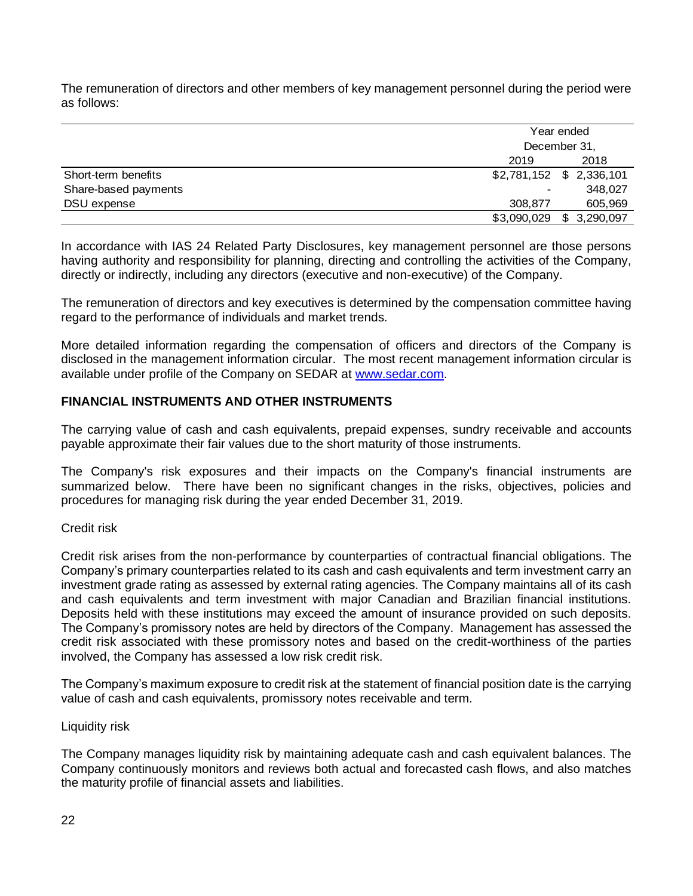The remuneration of directors and other members of key management personnel during the period were as follows:

| | Year ended December 31, | |
|---|---|---|
| | 2019 | 2018 |
| Short-term benefits | $2,781,152 | $ 2,336,101 |
| Share-based payments | - | 348,027 |
| DSU expense | 308,877 | 605,969 |
| | $3,090,029 | $ 3,290,097 |

In accordance with IAS 24 Related Party Disclosures, key management personnel are those persons having authority and responsibility for planning, directing and controlling the activities of the Company, directly or indirectly, including any directors (executive and non-executive) of the Company.

The remuneration of directors and key executives is determined by the compensation committee having regard to the performance of individuals and market trends.

More detailed information regarding the compensation of officers and directors of the Company is disclosed in the management information circular. The most recent management information circular is available under profile of the Company on SEDAR at www.sedar.com.

## FINANCIAL INSTRUMENTS AND OTHER INSTRUMENTS

The carrying value of cash and cash equivalents, prepaid expenses, sundry receivable and accounts payable approximate their fair values due to the short maturity of those instruments.

The Company's risk exposures and their impacts on the Company's financial instruments are summarized below. There have been no significant changes in the risks, objectives, policies and procedures for managing risk during the year ended December 31, 2019.

Credit risk

Credit risk arises from the non-performance by counterparties of contractual financial obligations. The Company's primary counterparties related to its cash and cash equivalents and term investment carry an investment grade rating as assessed by external rating agencies. The Company maintains all of its cash and cash equivalents and term investment with major Canadian and Brazilian financial institutions. Deposits held with these institutions may exceed the amount of insurance provided on such deposits. The Company's promissory notes are held by directors of the Company. Management has assessed the credit risk associated with these promissory notes and based on the credit-worthiness of the parties involved, the Company has assessed a low risk credit risk.

The Company's maximum exposure to credit risk at the statement of financial position date is the carrying value of cash and cash equivalents, promissory notes receivable and term.

Liquidity risk

The Company manages liquidity risk by maintaining adequate cash and cash equivalent balances. The Company continuously monitors and reviews both actual and forecasted cash flows, and also matches the maturity profile of financial assets and liabilities.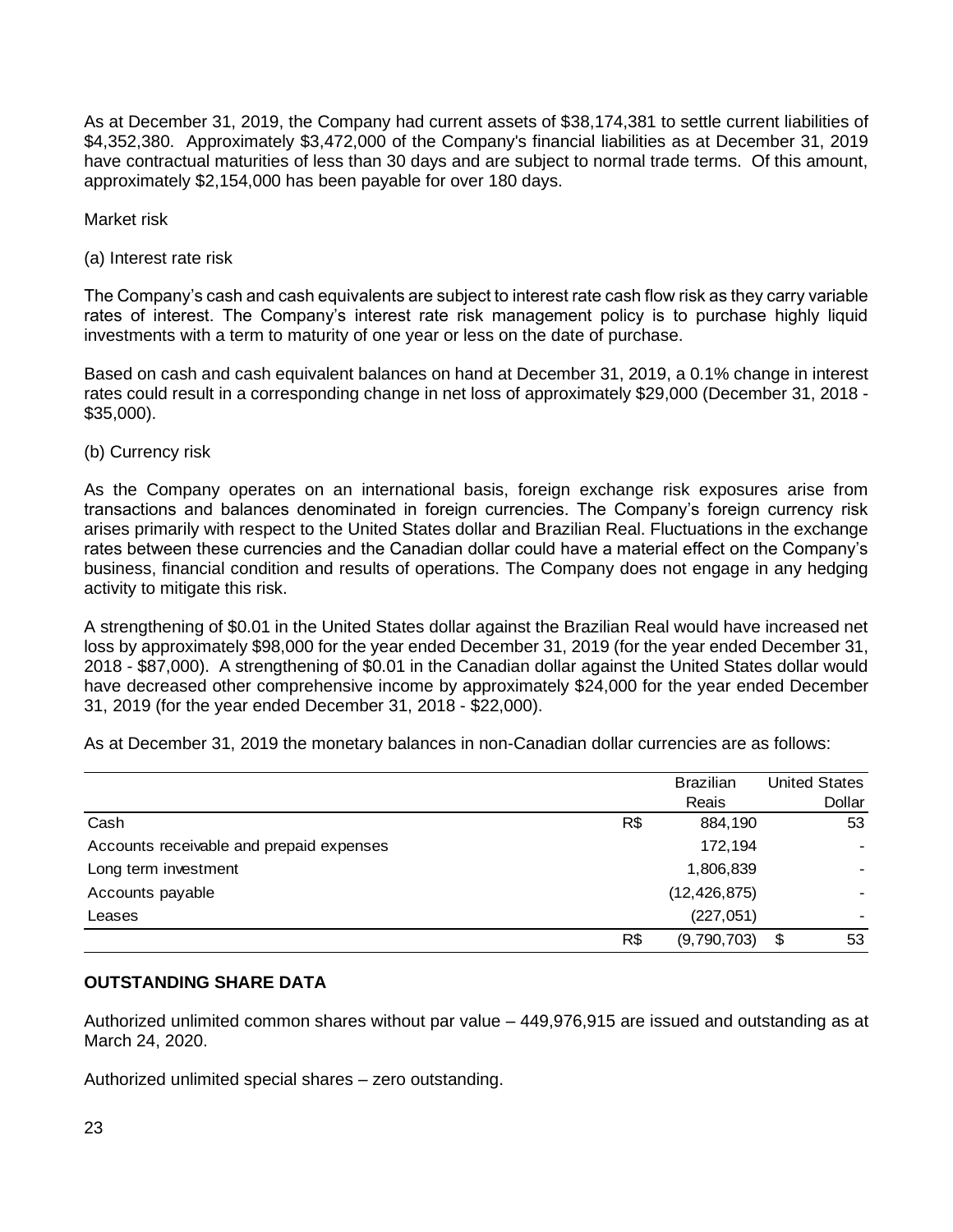As at December 31, 2019, the Company had current assets of $38,174,381 to settle current liabilities of $4,352,380. Approximately $3,472,000 of the Company's financial liabilities as at December 31, 2019 have contractual maturities of less than 30 days and are subject to normal trade terms. Of this amount, approximately $2,154,000 has been payable for over 180 days.

Market risk

(a) Interest rate risk

The Company's cash and cash equivalents are subject to interest rate cash flow risk as they carry variable rates of interest. The Company's interest rate risk management policy is to purchase highly liquid investments with a term to maturity of one year or less on the date of purchase.

Based on cash and cash equivalent balances on hand at December 31, 2019, a 0.1% change in interest rates could result in a corresponding change in net loss of approximately $29,000 (December 31, 2018 - $35,000).

(b) Currency risk

As the Company operates on an international basis, foreign exchange risk exposures arise from transactions and balances denominated in foreign currencies. The Company's foreign currency risk arises primarily with respect to the United States dollar and Brazilian Real. Fluctuations in the exchange rates between these currencies and the Canadian dollar could have a material effect on the Company's business, financial condition and results of operations. The Company does not engage in any hedging activity to mitigate this risk.

A strengthening of $0.01 in the United States dollar against the Brazilian Real would have increased net loss by approximately $98,000 for the year ended December 31, 2019 (for the year ended December 31, 2018 - $87,000). A strengthening of $0.01 in the Canadian dollar against the United States dollar would have decreased other comprehensive income by approximately $24,000 for the year ended December 31, 2019 (for the year ended December 31, 2018 - $22,000).

As at December 31, 2019 the monetary balances in non-Canadian dollar currencies are as follows:

| | | Brazilian Reais | | United States Dollar |
|---|---|---|---|---|
| Cash | R$ | 884,190 | | 53 |
| Accounts receivable and prepaid expenses | | 172,194 | | - |
| Long term investment | | 1,806,839 | | - |
| Accounts payable | | (12,426,875) | | - |
| Leases | | (227,051) | | - |
| | R$ | (9,790,703) | $ | 53 |

**OUTSTANDING SHARE DATA**

Authorized unlimited common shares without par value – 449,976,915 are issued and outstanding as at March 24, 2020.

Authorized unlimited special shares – zero outstanding.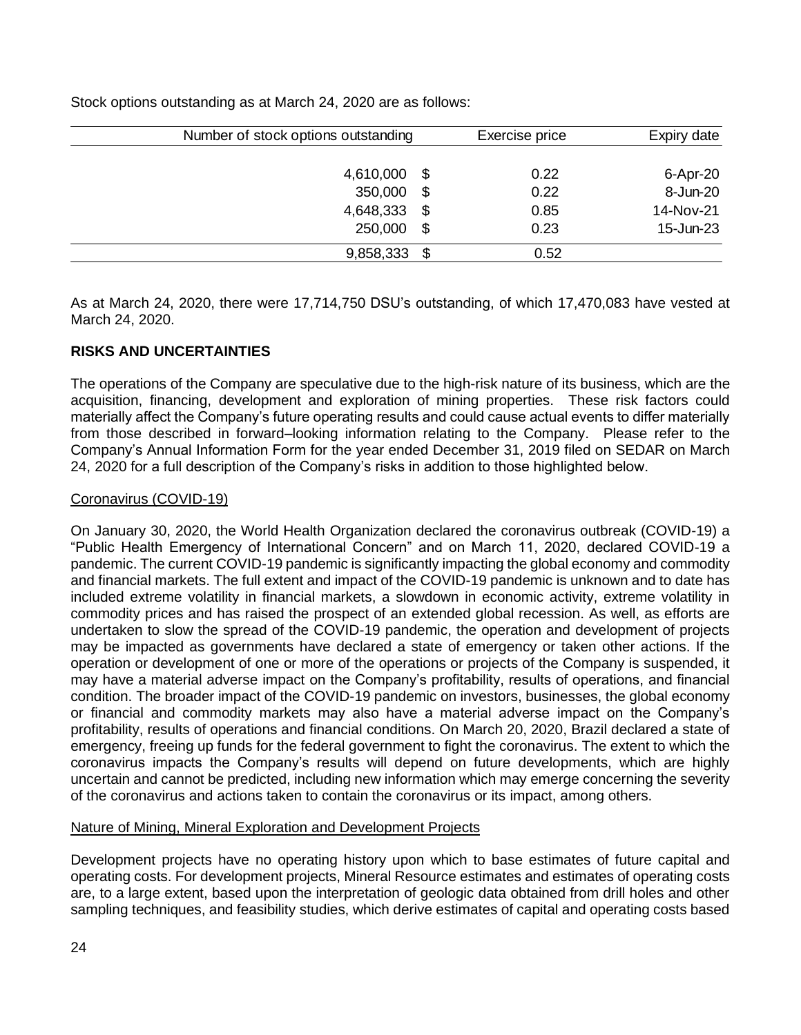Stock options outstanding as at March 24, 2020 are as follows:

| Number of stock options outstanding | | Exercise price | Expiry date |
|---|---|---|---|
| 4,610,000 | $ | 0.22 | 6-Apr-20 |
| 350,000 | $ | 0.22 | 8-Jun-20 |
| 4,648,333 | $ | 0.85 | 14-Nov-21 |
| 250,000 | $ | 0.23 | 15-Jun-23 |
| 9,858,333 | $ | 0.52 | |

As at March 24, 2020, there were 17,714,750 DSU's outstanding, of which 17,470,083 have vested at March 24, 2020.

## RISKS AND UNCERTAINTIES

The operations of the Company are speculative due to the high-risk nature of its business, which are the acquisition, financing, development and exploration of mining properties. These risk factors could materially affect the Company's future operating results and could cause actual events to differ materially from those described in forward–looking information relating to the Company. Please refer to the Company's Annual Information Form for the year ended December 31, 2019 filed on SEDAR on March 24, 2020 for a full description of the Company's risks in addition to those highlighted below.

### Coronavirus (COVID-19)

On January 30, 2020, the World Health Organization declared the coronavirus outbreak (COVID-19) a "Public Health Emergency of International Concern" and on March 11, 2020, declared COVID-19 a pandemic. The current COVID-19 pandemic is significantly impacting the global economy and commodity and financial markets. The full extent and impact of the COVID-19 pandemic is unknown and to date has included extreme volatility in financial markets, a slowdown in economic activity, extreme volatility in commodity prices and has raised the prospect of an extended global recession. As well, as efforts are undertaken to slow the spread of the COVID-19 pandemic, the operation and development of projects may be impacted as governments have declared a state of emergency or taken other actions. If the operation or development of one or more of the operations or projects of the Company is suspended, it may have a material adverse impact on the Company's profitability, results of operations, and financial condition. The broader impact of the COVID-19 pandemic on investors, businesses, the global economy or financial and commodity markets may also have a material adverse impact on the Company's profitability, results of operations and financial conditions. On March 20, 2020, Brazil declared a state of emergency, freeing up funds for the federal government to fight the coronavirus. The extent to which the coronavirus impacts the Company's results will depend on future developments, which are highly uncertain and cannot be predicted, including new information which may emerge concerning the severity of the coronavirus and actions taken to contain the coronavirus or its impact, among others.

### Nature of Mining, Mineral Exploration and Development Projects

Development projects have no operating history upon which to base estimates of future capital and operating costs. For development projects, Mineral Resource estimates and estimates of operating costs are, to a large extent, based upon the interpretation of geologic data obtained from drill holes and other sampling techniques, and feasibility studies, which derive estimates of capital and operating costs based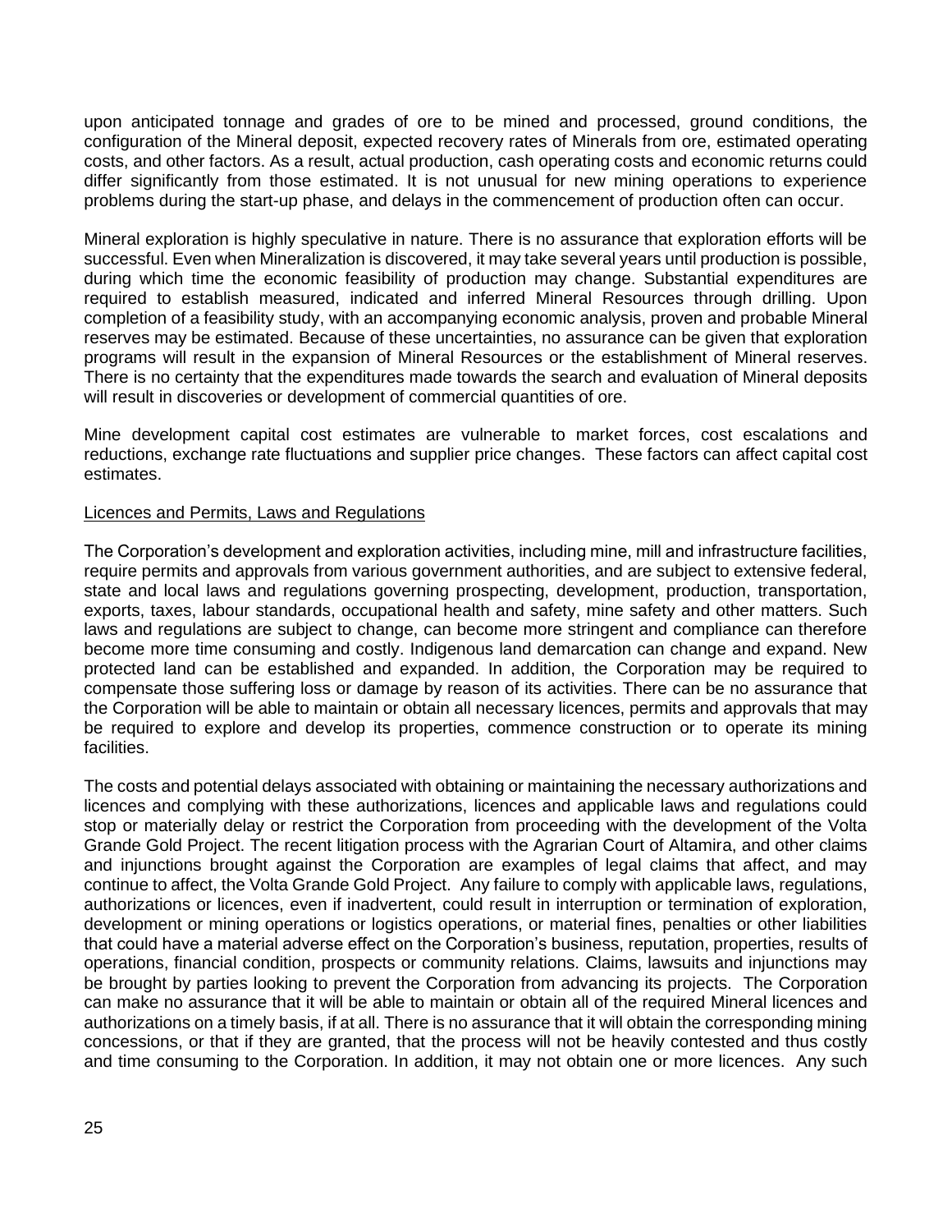upon anticipated tonnage and grades of ore to be mined and processed, ground conditions, the configuration of the Mineral deposit, expected recovery rates of Minerals from ore, estimated operating costs, and other factors. As a result, actual production, cash operating costs and economic returns could differ significantly from those estimated. It is not unusual for new mining operations to experience problems during the start-up phase, and delays in the commencement of production often can occur.

Mineral exploration is highly speculative in nature. There is no assurance that exploration efforts will be successful. Even when Mineralization is discovered, it may take several years until production is possible, during which time the economic feasibility of production may change. Substantial expenditures are required to establish measured, indicated and inferred Mineral Resources through drilling. Upon completion of a feasibility study, with an accompanying economic analysis, proven and probable Mineral reserves may be estimated. Because of these uncertainties, no assurance can be given that exploration programs will result in the expansion of Mineral Resources or the establishment of Mineral reserves. There is no certainty that the expenditures made towards the search and evaluation of Mineral deposits will result in discoveries or development of commercial quantities of ore.

Mine development capital cost estimates are vulnerable to market forces, cost escalations and reductions, exchange rate fluctuations and supplier price changes. These factors can affect capital cost estimates.

Licences and Permits, Laws and Regulations

The Corporation's development and exploration activities, including mine, mill and infrastructure facilities, require permits and approvals from various government authorities, and are subject to extensive federal, state and local laws and regulations governing prospecting, development, production, transportation, exports, taxes, labour standards, occupational health and safety, mine safety and other matters. Such laws and regulations are subject to change, can become more stringent and compliance can therefore become more time consuming and costly. Indigenous land demarcation can change and expand. New protected land can be established and expanded. In addition, the Corporation may be required to compensate those suffering loss or damage by reason of its activities. There can be no assurance that the Corporation will be able to maintain or obtain all necessary licences, permits and approvals that may be required to explore and develop its properties, commence construction or to operate its mining facilities.

The costs and potential delays associated with obtaining or maintaining the necessary authorizations and licences and complying with these authorizations, licences and applicable laws and regulations could stop or materially delay or restrict the Corporation from proceeding with the development of the Volta Grande Gold Project. The recent litigation process with the Agrarian Court of Altamira, and other claims and injunctions brought against the Corporation are examples of legal claims that affect, and may continue to affect, the Volta Grande Gold Project. Any failure to comply with applicable laws, regulations, authorizations or licences, even if inadvertent, could result in interruption or termination of exploration, development or mining operations or logistics operations, or material fines, penalties or other liabilities that could have a material adverse effect on the Corporation's business, reputation, properties, results of operations, financial condition, prospects or community relations. Claims, lawsuits and injunctions may be brought by parties looking to prevent the Corporation from advancing its projects. The Corporation can make no assurance that it will be able to maintain or obtain all of the required Mineral licences and authorizations on a timely basis, if at all. There is no assurance that it will obtain the corresponding mining concessions, or that if they are granted, that the process will not be heavily contested and thus costly and time consuming to the Corporation. In addition, it may not obtain one or more licences. Any such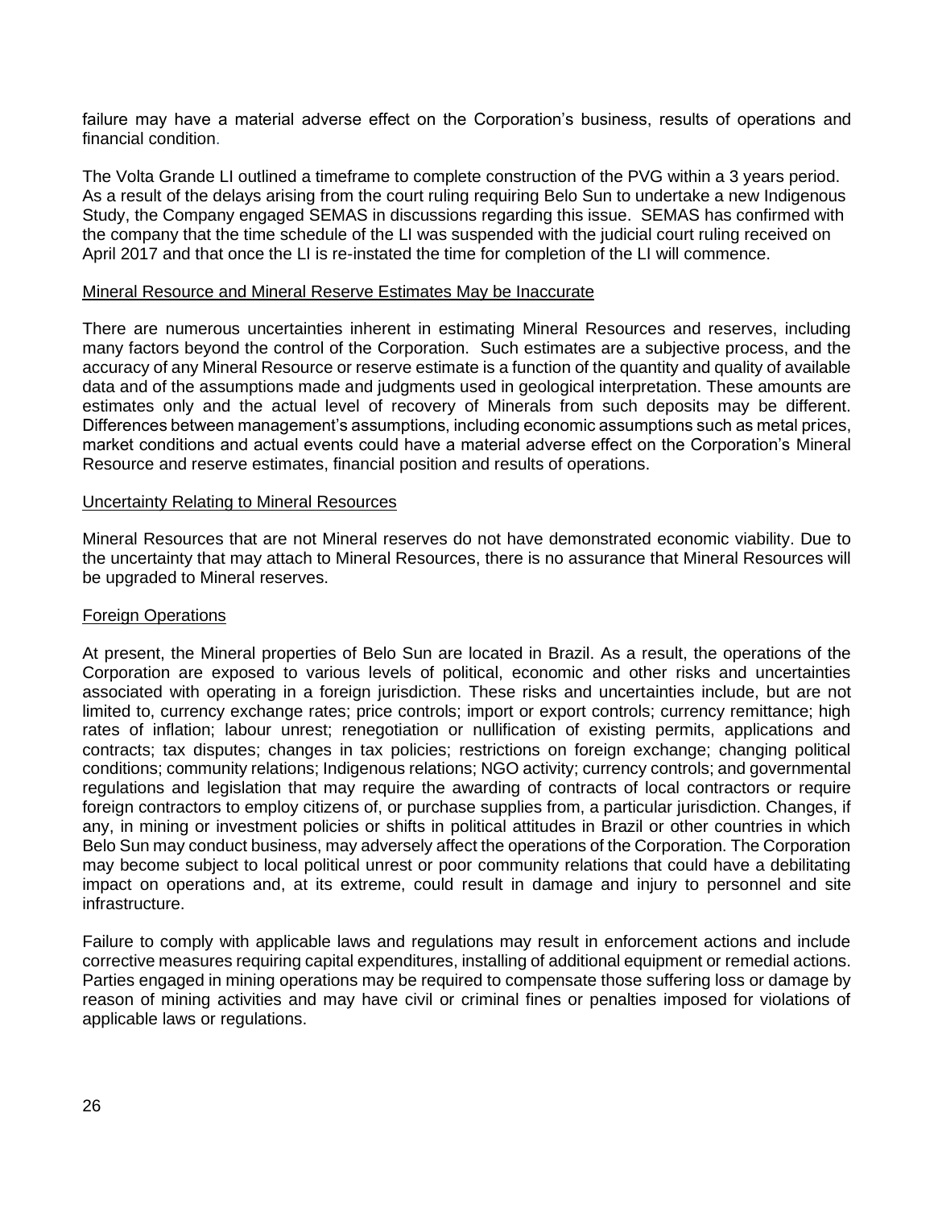failure may have a material adverse effect on the Corporation's business, results of operations and financial condition.

The Volta Grande LI outlined a timeframe to complete construction of the PVG within a 3 years period. As a result of the delays arising from the court ruling requiring Belo Sun to undertake a new Indigenous Study, the Company engaged SEMAS in discussions regarding this issue. SEMAS has confirmed with the company that the time schedule of the LI was suspended with the judicial court ruling received on April 2017 and that once the LI is re-instated the time for completion of the LI will commence.

Mineral Resource and Mineral Reserve Estimates May be Inaccurate

There are numerous uncertainties inherent in estimating Mineral Resources and reserves, including many factors beyond the control of the Corporation. Such estimates are a subjective process, and the accuracy of any Mineral Resource or reserve estimate is a function of the quantity and quality of available data and of the assumptions made and judgments used in geological interpretation. These amounts are estimates only and the actual level of recovery of Minerals from such deposits may be different. Differences between management's assumptions, including economic assumptions such as metal prices, market conditions and actual events could have a material adverse effect on the Corporation's Mineral Resource and reserve estimates, financial position and results of operations.

Uncertainty Relating to Mineral Resources

Mineral Resources that are not Mineral reserves do not have demonstrated economic viability. Due to the uncertainty that may attach to Mineral Resources, there is no assurance that Mineral Resources will be upgraded to Mineral reserves.

Foreign Operations

At present, the Mineral properties of Belo Sun are located in Brazil. As a result, the operations of the Corporation are exposed to various levels of political, economic and other risks and uncertainties associated with operating in a foreign jurisdiction. These risks and uncertainties include, but are not limited to, currency exchange rates; price controls; import or export controls; currency remittance; high rates of inflation; labour unrest; renegotiation or nullification of existing permits, applications and contracts; tax disputes; changes in tax policies; restrictions on foreign exchange; changing political conditions; community relations; Indigenous relations; NGO activity; currency controls; and governmental regulations and legislation that may require the awarding of contracts of local contractors or require foreign contractors to employ citizens of, or purchase supplies from, a particular jurisdiction. Changes, if any, in mining or investment policies or shifts in political attitudes in Brazil or other countries in which Belo Sun may conduct business, may adversely affect the operations of the Corporation. The Corporation may become subject to local political unrest or poor community relations that could have a debilitating impact on operations and, at its extreme, could result in damage and injury to personnel and site infrastructure.

Failure to comply with applicable laws and regulations may result in enforcement actions and include corrective measures requiring capital expenditures, installing of additional equipment or remedial actions. Parties engaged in mining operations may be required to compensate those suffering loss or damage by reason of mining activities and may have civil or criminal fines or penalties imposed for violations of applicable laws or regulations.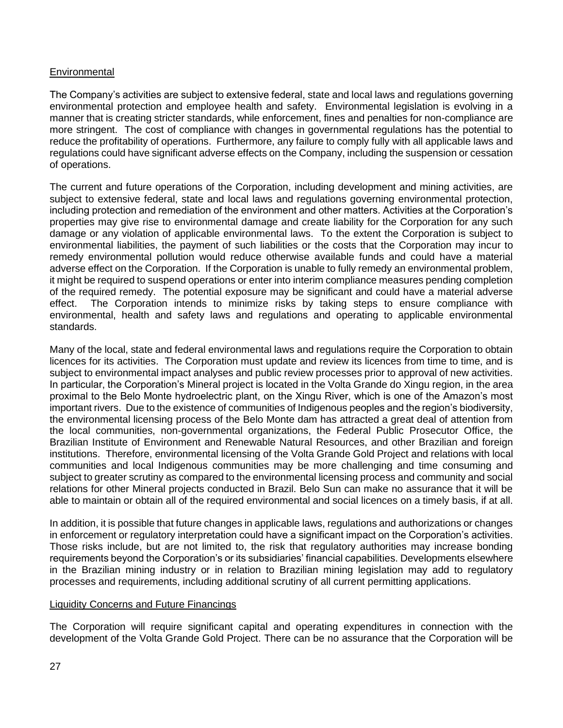## Environmental

The Company's activities are subject to extensive federal, state and local laws and regulations governing environmental protection and employee health and safety. Environmental legislation is evolving in a manner that is creating stricter standards, while enforcement, fines and penalties for non-compliance are more stringent. The cost of compliance with changes in governmental regulations has the potential to reduce the profitability of operations. Furthermore, any failure to comply fully with all applicable laws and regulations could have significant adverse effects on the Company, including the suspension or cessation of operations.

The current and future operations of the Corporation, including development and mining activities, are subject to extensive federal, state and local laws and regulations governing environmental protection, including protection and remediation of the environment and other matters. Activities at the Corporation's properties may give rise to environmental damage and create liability for the Corporation for any such damage or any violation of applicable environmental laws. To the extent the Corporation is subject to environmental liabilities, the payment of such liabilities or the costs that the Corporation may incur to remedy environmental pollution would reduce otherwise available funds and could have a material adverse effect on the Corporation. If the Corporation is unable to fully remedy an environmental problem, it might be required to suspend operations or enter into interim compliance measures pending completion of the required remedy. The potential exposure may be significant and could have a material adverse effect. The Corporation intends to minimize risks by taking steps to ensure compliance with environmental, health and safety laws and regulations and operating to applicable environmental standards.

Many of the local, state and federal environmental laws and regulations require the Corporation to obtain licences for its activities. The Corporation must update and review its licences from time to time, and is subject to environmental impact analyses and public review processes prior to approval of new activities. In particular, the Corporation's Mineral project is located in the Volta Grande do Xingu region, in the area proximal to the Belo Monte hydroelectric plant, on the Xingu River, which is one of the Amazon's most important rivers. Due to the existence of communities of Indigenous peoples and the region's biodiversity, the environmental licensing process of the Belo Monte dam has attracted a great deal of attention from the local communities, non-governmental organizations, the Federal Public Prosecutor Office, the Brazilian Institute of Environment and Renewable Natural Resources, and other Brazilian and foreign institutions. Therefore, environmental licensing of the Volta Grande Gold Project and relations with local communities and local Indigenous communities may be more challenging and time consuming and subject to greater scrutiny as compared to the environmental licensing process and community and social relations for other Mineral projects conducted in Brazil. Belo Sun can make no assurance that it will be able to maintain or obtain all of the required environmental and social licences on a timely basis, if at all.

In addition, it is possible that future changes in applicable laws, regulations and authorizations or changes in enforcement or regulatory interpretation could have a significant impact on the Corporation's activities. Those risks include, but are not limited to, the risk that regulatory authorities may increase bonding requirements beyond the Corporation's or its subsidiaries' financial capabilities. Developments elsewhere in the Brazilian mining industry or in relation to Brazilian mining legislation may add to regulatory processes and requirements, including additional scrutiny of all current permitting applications.

## Liquidity Concerns and Future Financings

The Corporation will require significant capital and operating expenditures in connection with the development of the Volta Grande Gold Project. There can be no assurance that the Corporation will be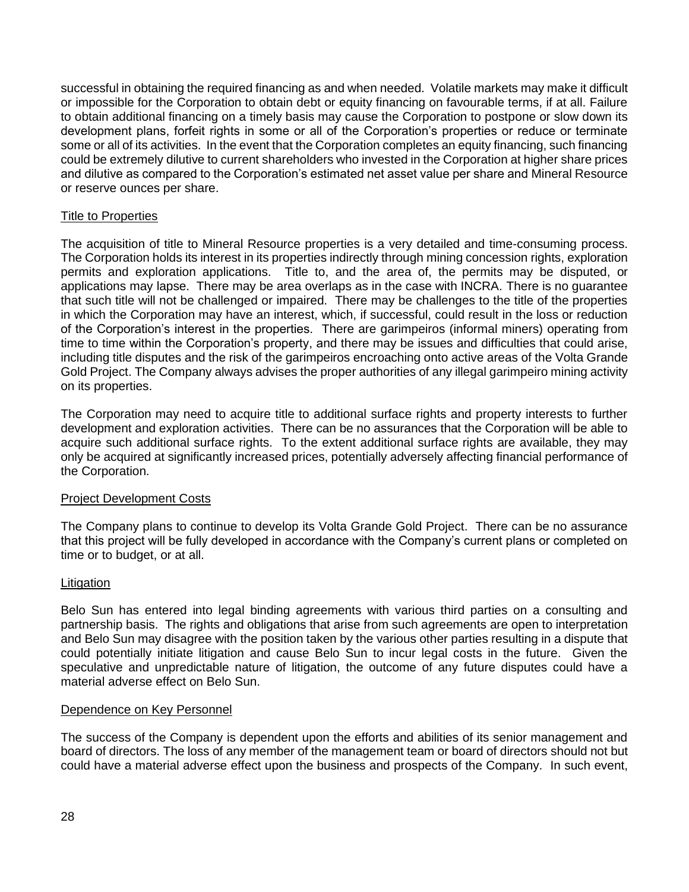successful in obtaining the required financing as and when needed. Volatile markets may make it difficult or impossible for the Corporation to obtain debt or equity financing on favourable terms, if at all. Failure to obtain additional financing on a timely basis may cause the Corporation to postpone or slow down its development plans, forfeit rights in some or all of the Corporation's properties or reduce or terminate some or all of its activities. In the event that the Corporation completes an equity financing, such financing could be extremely dilutive to current shareholders who invested in the Corporation at higher share prices and dilutive as compared to the Corporation's estimated net asset value per share and Mineral Resource or reserve ounces per share.

Title to Properties

The acquisition of title to Mineral Resource properties is a very detailed and time-consuming process. The Corporation holds its interest in its properties indirectly through mining concession rights, exploration permits and exploration applications. Title to, and the area of, the permits may be disputed, or applications may lapse. There may be area overlaps as in the case with INCRA. There is no guarantee that such title will not be challenged or impaired. There may be challenges to the title of the properties in which the Corporation may have an interest, which, if successful, could result in the loss or reduction of the Corporation's interest in the properties. There are garimpeiros (informal miners) operating from time to time within the Corporation's property, and there may be issues and difficulties that could arise, including title disputes and the risk of the garimpeiros encroaching onto active areas of the Volta Grande Gold Project. The Company always advises the proper authorities of any illegal garimpeiro mining activity on its properties.

The Corporation may need to acquire title to additional surface rights and property interests to further development and exploration activities. There can be no assurances that the Corporation will be able to acquire such additional surface rights. To the extent additional surface rights are available, they may only be acquired at significantly increased prices, potentially adversely affecting financial performance of the Corporation.

Project Development Costs

The Company plans to continue to develop its Volta Grande Gold Project. There can be no assurance that this project will be fully developed in accordance with the Company's current plans or completed on time or to budget, or at all.

Litigation

Belo Sun has entered into legal binding agreements with various third parties on a consulting and partnership basis. The rights and obligations that arise from such agreements are open to interpretation and Belo Sun may disagree with the position taken by the various other parties resulting in a dispute that could potentially initiate litigation and cause Belo Sun to incur legal costs in the future. Given the speculative and unpredictable nature of litigation, the outcome of any future disputes could have a material adverse effect on Belo Sun.

Dependence on Key Personnel

The success of the Company is dependent upon the efforts and abilities of its senior management and board of directors. The loss of any member of the management team or board of directors should not but could have a material adverse effect upon the business and prospects of the Company. In such event,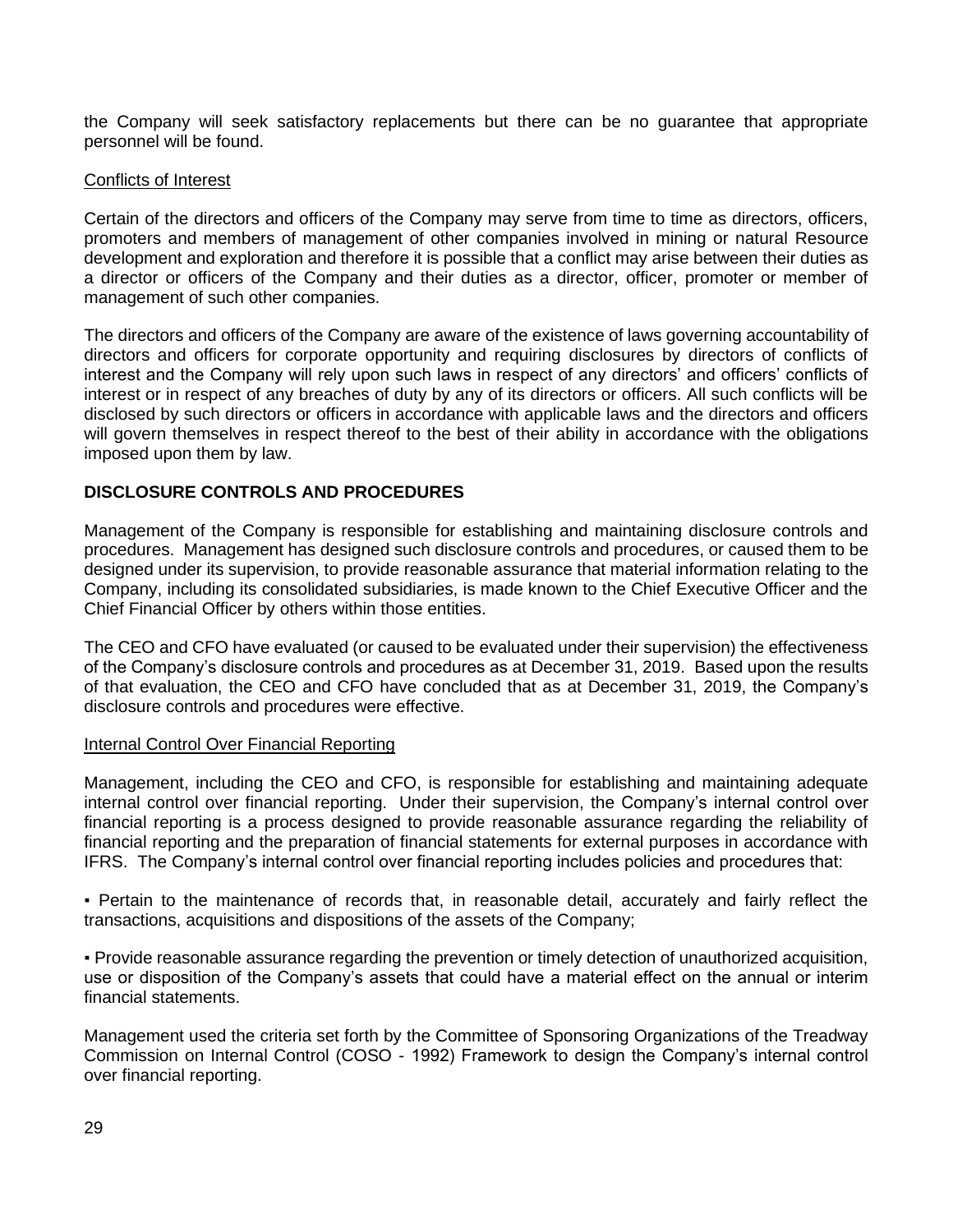the Company will seek satisfactory replacements but there can be no guarantee that appropriate personnel will be found.

Conflicts of Interest

Certain of the directors and officers of the Company may serve from time to time as directors, officers, promoters and members of management of other companies involved in mining or natural Resource development and exploration and therefore it is possible that a conflict may arise between their duties as a director or officers of the Company and their duties as a director, officer, promoter or member of management of such other companies.

The directors and officers of the Company are aware of the existence of laws governing accountability of directors and officers for corporate opportunity and requiring disclosures by directors of conflicts of interest and the Company will rely upon such laws in respect of any directors' and officers' conflicts of interest or in respect of any breaches of duty by any of its directors or officers. All such conflicts will be disclosed by such directors or officers in accordance with applicable laws and the directors and officers will govern themselves in respect thereof to the best of their ability in accordance with the obligations imposed upon them by law.

## DISCLOSURE CONTROLS AND PROCEDURES

Management of the Company is responsible for establishing and maintaining disclosure controls and procedures. Management has designed such disclosure controls and procedures, or caused them to be designed under its supervision, to provide reasonable assurance that material information relating to the Company, including its consolidated subsidiaries, is made known to the Chief Executive Officer and the Chief Financial Officer by others within those entities.

The CEO and CFO have evaluated (or caused to be evaluated under their supervision) the effectiveness of the Company's disclosure controls and procedures as at December 31, 2019. Based upon the results of that evaluation, the CEO and CFO have concluded that as at December 31, 2019, the Company's disclosure controls and procedures were effective.

Internal Control Over Financial Reporting

Management, including the CEO and CFO, is responsible for establishing and maintaining adequate internal control over financial reporting. Under their supervision, the Company's internal control over financial reporting is a process designed to provide reasonable assurance regarding the reliability of financial reporting and the preparation of financial statements for external purposes in accordance with IFRS. The Company's internal control over financial reporting includes policies and procedures that:

▪ Pertain to the maintenance of records that, in reasonable detail, accurately and fairly reflect the transactions, acquisitions and dispositions of the assets of the Company;

▪ Provide reasonable assurance regarding the prevention or timely detection of unauthorized acquisition, use or disposition of the Company's assets that could have a material effect on the annual or interim financial statements.

Management used the criteria set forth by the Committee of Sponsoring Organizations of the Treadway Commission on Internal Control (COSO - 1992) Framework to design the Company's internal control over financial reporting.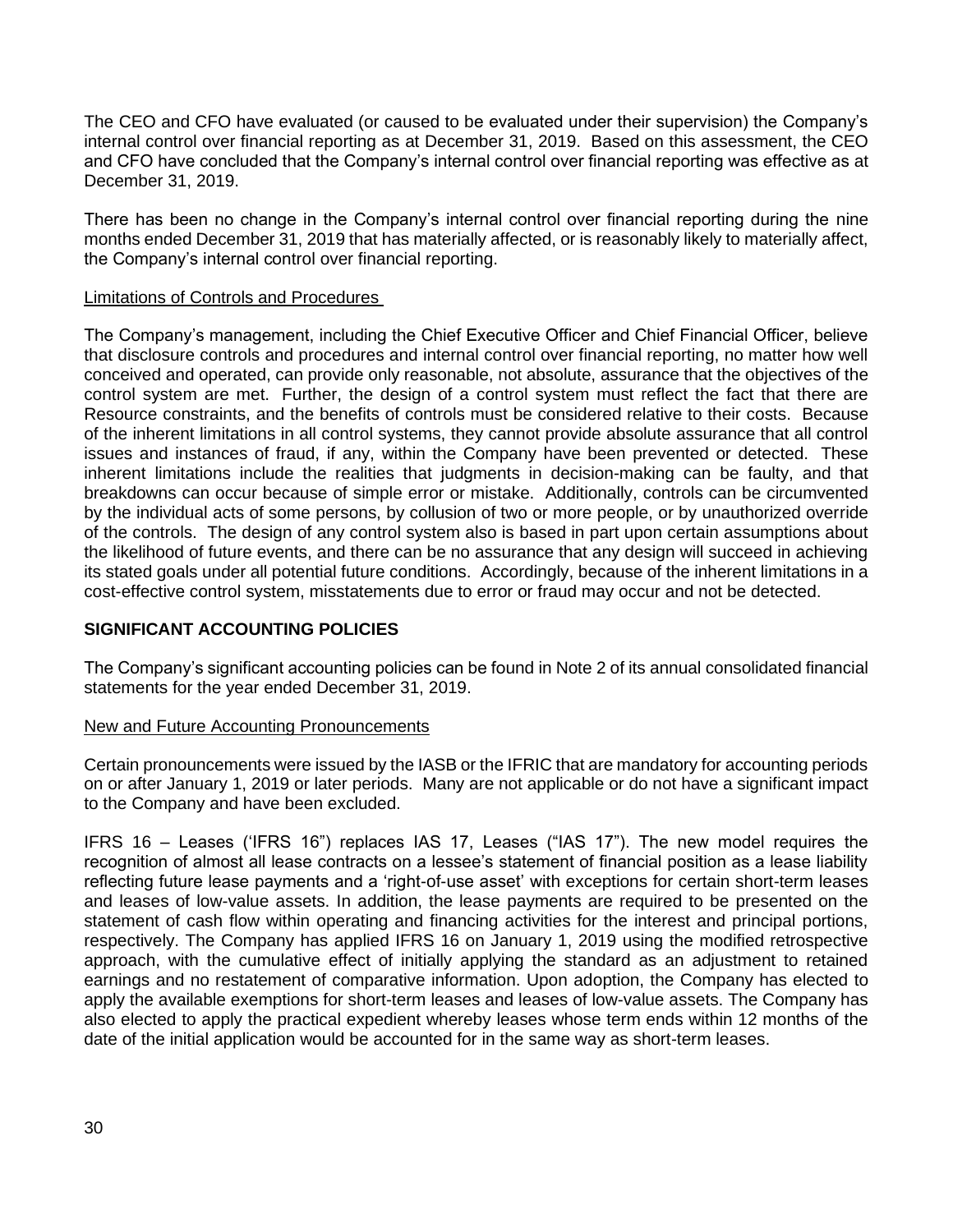The CEO and CFO have evaluated (or caused to be evaluated under their supervision) the Company's internal control over financial reporting as at December 31, 2019. Based on this assessment, the CEO and CFO have concluded that the Company's internal control over financial reporting was effective as at December 31, 2019.

There has been no change in the Company's internal control over financial reporting during the nine months ended December 31, 2019 that has materially affected, or is reasonably likely to materially affect, the Company's internal control over financial reporting.

Limitations of Controls and Procedures

The Company's management, including the Chief Executive Officer and Chief Financial Officer, believe that disclosure controls and procedures and internal control over financial reporting, no matter how well conceived and operated, can provide only reasonable, not absolute, assurance that the objectives of the control system are met. Further, the design of a control system must reflect the fact that there are Resource constraints, and the benefits of controls must be considered relative to their costs. Because of the inherent limitations in all control systems, they cannot provide absolute assurance that all control issues and instances of fraud, if any, within the Company have been prevented or detected. These inherent limitations include the realities that judgments in decision-making can be faulty, and that breakdowns can occur because of simple error or mistake. Additionally, controls can be circumvented by the individual acts of some persons, by collusion of two or more people, or by unauthorized override of the controls. The design of any control system also is based in part upon certain assumptions about the likelihood of future events, and there can be no assurance that any design will succeed in achieving its stated goals under all potential future conditions. Accordingly, because of the inherent limitations in a cost-effective control system, misstatements due to error or fraud may occur and not be detected.

## SIGNIFICANT ACCOUNTING POLICIES

The Company's significant accounting policies can be found in Note 2 of its annual consolidated financial statements for the year ended December 31, 2019.

New and Future Accounting Pronouncements

Certain pronouncements were issued by the IASB or the IFRIC that are mandatory for accounting periods on or after January 1, 2019 or later periods. Many are not applicable or do not have a significant impact to the Company and have been excluded.

IFRS 16 – Leases ('IFRS 16") replaces IAS 17, Leases ("IAS 17"). The new model requires the recognition of almost all lease contracts on a lessee's statement of financial position as a lease liability reflecting future lease payments and a 'right-of-use asset' with exceptions for certain short-term leases and leases of low-value assets. In addition, the lease payments are required to be presented on the statement of cash flow within operating and financing activities for the interest and principal portions, respectively. The Company has applied IFRS 16 on January 1, 2019 using the modified retrospective approach, with the cumulative effect of initially applying the standard as an adjustment to retained earnings and no restatement of comparative information. Upon adoption, the Company has elected to apply the available exemptions for short-term leases and leases of low-value assets. The Company has also elected to apply the practical expedient whereby leases whose term ends within 12 months of the date of the initial application would be accounted for in the same way as short-term leases.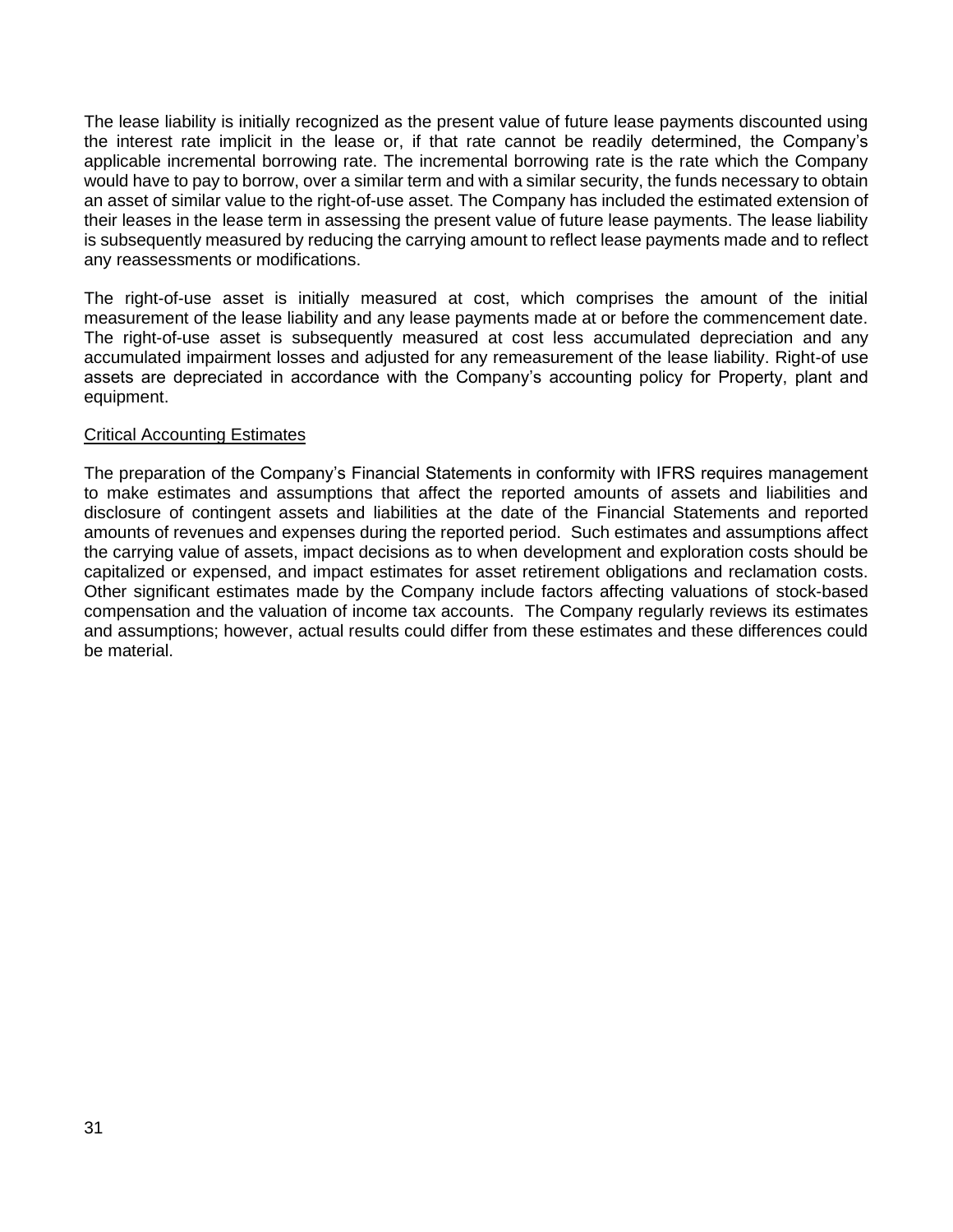The lease liability is initially recognized as the present value of future lease payments discounted using the interest rate implicit in the lease or, if that rate cannot be readily determined, the Company's applicable incremental borrowing rate. The incremental borrowing rate is the rate which the Company would have to pay to borrow, over a similar term and with a similar security, the funds necessary to obtain an asset of similar value to the right-of-use asset. The Company has included the estimated extension of their leases in the lease term in assessing the present value of future lease payments. The lease liability is subsequently measured by reducing the carrying amount to reflect lease payments made and to reflect any reassessments or modifications.

The right-of-use asset is initially measured at cost, which comprises the amount of the initial measurement of the lease liability and any lease payments made at or before the commencement date. The right-of-use asset is subsequently measured at cost less accumulated depreciation and any accumulated impairment losses and adjusted for any remeasurement of the lease liability. Right-of use assets are depreciated in accordance with the Company's accounting policy for Property, plant and equipment.

## Critical Accounting Estimates

The preparation of the Company's Financial Statements in conformity with IFRS requires management to make estimates and assumptions that affect the reported amounts of assets and liabilities and disclosure of contingent assets and liabilities at the date of the Financial Statements and reported amounts of revenues and expenses during the reported period. Such estimates and assumptions affect the carrying value of assets, impact decisions as to when development and exploration costs should be capitalized or expensed, and impact estimates for asset retirement obligations and reclamation costs. Other significant estimates made by the Company include factors affecting valuations of stock-based compensation and the valuation of income tax accounts. The Company regularly reviews its estimates and assumptions; however, actual results could differ from these estimates and these differences could be material.